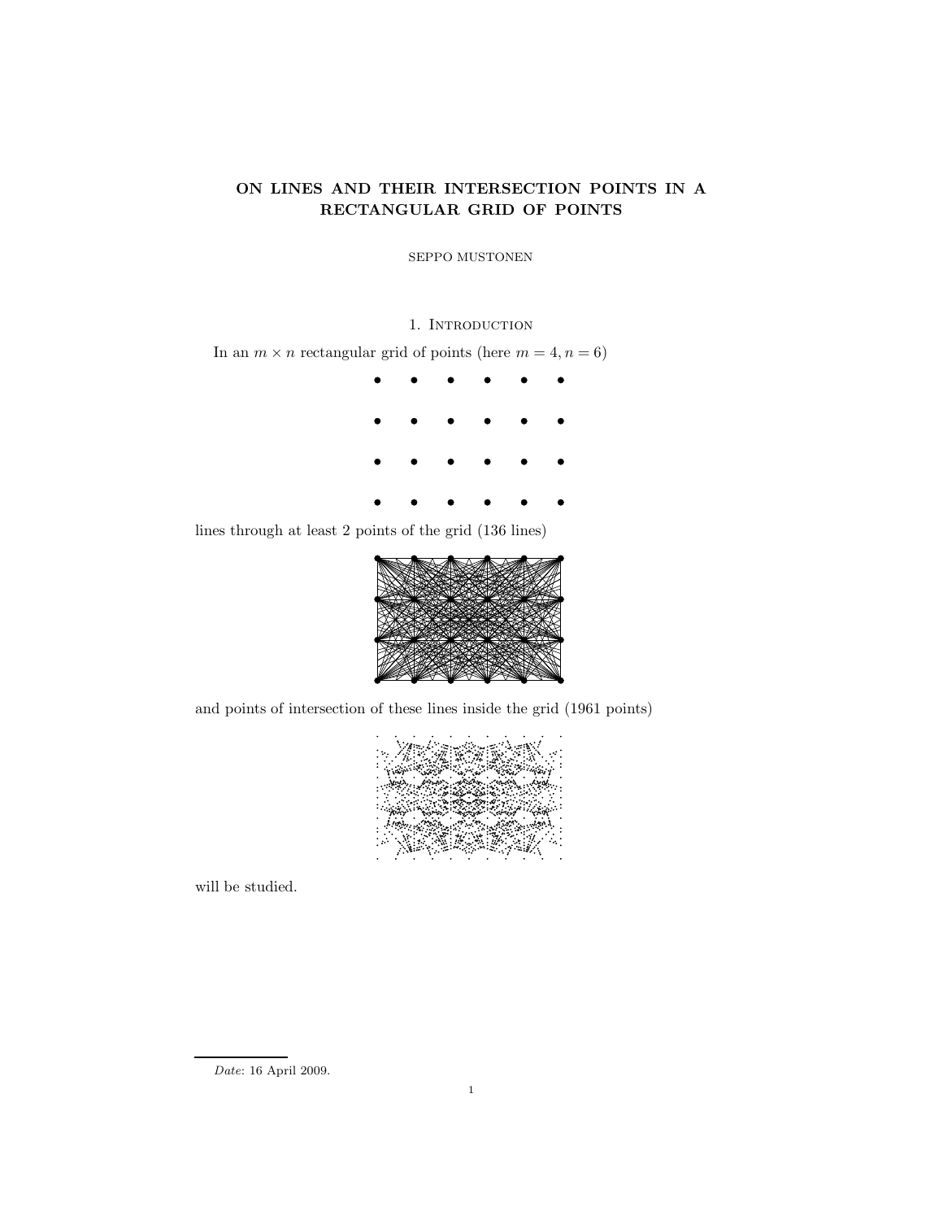# ON LINES AND THEIR INTERSECTION POINTS IN A RECTANGULAR GRID OF POINTS

SEPPO MUSTONEN

## 1. Introduction

In an $m \times n$ rectangular grid of points (here $m = 4, n = 6$)

lines through at least 2 points of the grid (136 lines)

and points of intersection of these lines inside the grid (1961 points)

will be studied.

---

*Date*: 16 April 2009.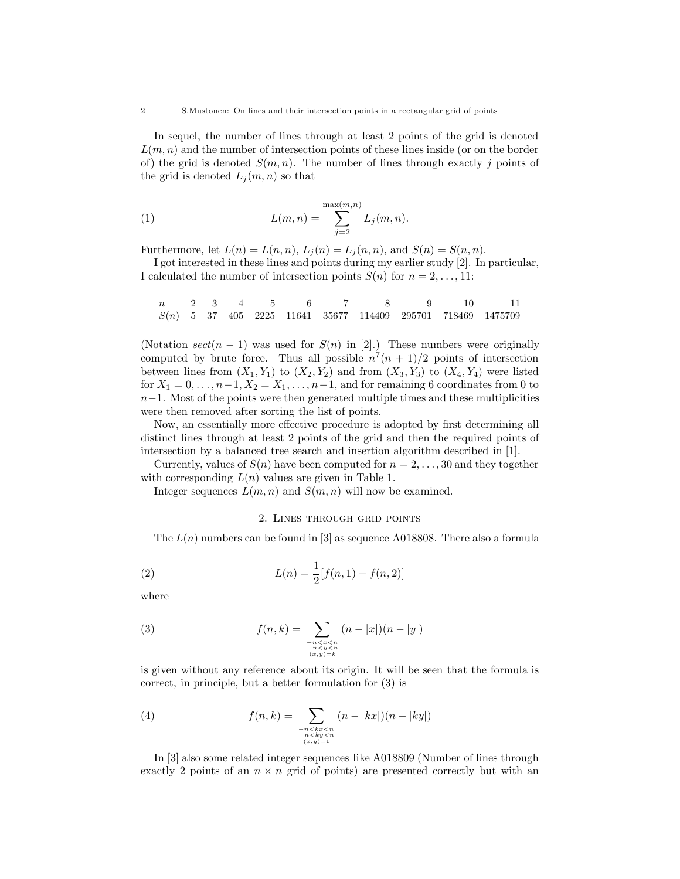In sequel, the number of lines through at least 2 points of the grid is denoted $L(m,n)$ and the number of intersection points of these lines inside (or on the border of) the grid is denoted $S(m,n)$. The number of lines through exactly $j$ points of the grid is denoted $L_j(m,n)$ so that

$$L(m,n) = \sum_{j=2}^{\max(m,n)} L_j(m,n). \tag{1}$$

Furthermore, let $L(n) = L(n,n)$, $L_j(n) = L_j(n,n)$, and $S(n) = S(n,n)$.

I got interested in these lines and points during my earlier study [2]. In particular, I calculated the number of intersection points $S(n)$ for $n = 2, \ldots, 11$:

| $n$ | 2 | 3 | 4 | 5 | 6 | 7 | 8 | 9 | 10 | 11 |
|---|---|---|---|---|---|---|---|---|---|---|
| $S(n)$ | 5 | 37 | 405 | 2225 | 11641 | 35677 | 114409 | 295701 | 718469 | 1475709 |

(Notation $sect(n-1)$ was used for $S(n)$ in [2].) These numbers were originally computed by brute force. Thus all possible $n^7(n+1)/2$ points of intersection between lines from $(X_1, Y_1)$ to $(X_2, Y_2)$ and from $(X_3, Y_3)$ to $(X_4, Y_4)$ were listed for $X_1 = 0, \ldots, n-1$, $X_2 = X_1, \ldots, n-1$, and for remaining 6 coordinates from 0 to $n-1$. Most of the points were then generated multiple times and these multiplicities were then removed after sorting the list of points.

Now, an essentially more effective procedure is adopted by first determining all distinct lines through at least 2 points of the grid and then the required points of intersection by a balanced tree search and insertion algorithm described in [1].

Currently, values of $S(n)$ have been computed for $n = 2, \ldots, 30$ and they together with corresponding $L(n)$ values are given in Table 1.

Integer sequences $L(m,n)$ and $S(m,n)$ will now be examined.

## 2. Lines through grid points

The $L(n)$ numbers can be found in [3] as sequence A018808. There also a formula

$$L(n) = \frac{1}{2}[f(n,1) - f(n,2)] \tag{2}$$

where

$$f(n,k) = \sum_{\substack{-n<x<n \\ -n<y<n \\ (x,y)=k}} (n-|x|)(n-|y|) \tag{3}$$

is given without any reference about its origin. It will be seen that the formula is correct, in principle, but a better formulation for (3) is

$$f(n,k) = \sum_{\substack{-n<kx<n \\ -n<ky<n \\ (x,y)=1}} (n-|kx|)(n-|ky|) \tag{4}$$

In [3] also some related integer sequences like A018809 (Number of lines through exactly 2 points of an $n \times n$ grid of points) are presented correctly but with an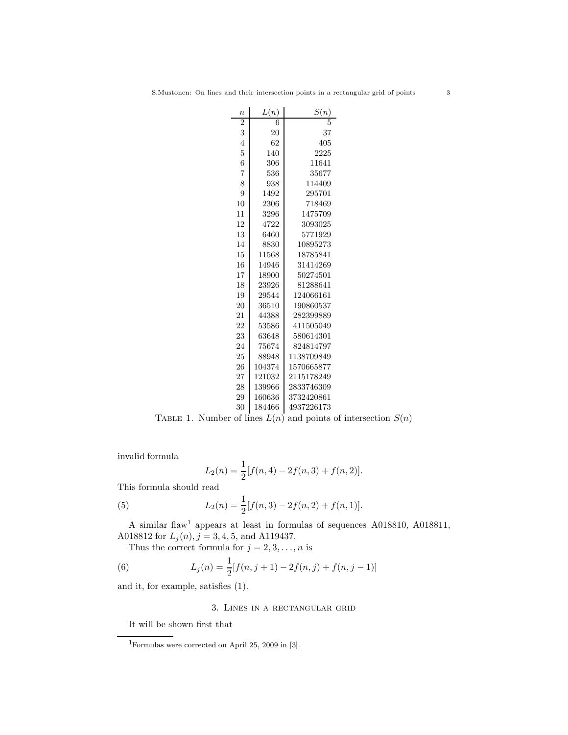| $n$ | $L(n)$ | $S(n)$ |
|---|---|---|
| 2 | 6 | 5 |
| 3 | 20 | 37 |
| 4 | 62 | 405 |
| 5 | 140 | 2225 |
| 6 | 306 | 11641 |
| 7 | 536 | 35677 |
| 8 | 938 | 114409 |
| 9 | 1492 | 295701 |
| 10 | 2306 | 718469 |
| 11 | 3296 | 1475709 |
| 12 | 4722 | 3093025 |
| 13 | 6460 | 5771929 |
| 14 | 8830 | 10895273 |
| 15 | 11568 | 18785841 |
| 16 | 14946 | 31414269 |
| 17 | 18900 | 50274501 |
| 18 | 23926 | 81288641 |
| 19 | 29544 | 124066161 |
| 20 | 36510 | 190860537 |
| 21 | 44388 | 282399889 |
| 22 | 53586 | 411505049 |
| 23 | 63648 | 580614301 |
| 24 | 75674 | 824814797 |
| 25 | 88948 | 1138709849 |
| 26 | 104374 | 1570665877 |
| 27 | 121032 | 2115178249 |
| 28 | 139966 | 2833746309 |
| 29 | 160636 | 3732420861 |
| 30 | 184466 | 4937226173 |

TABLE 1. Number of lines $L(n)$ and points of intersection $S(n)$

invalid formula

$$L_2(n) = \frac{1}{2}[f(n,4) - 2f(n,3) + f(n,2)].$$

This formula should read

$$L_2(n) = \frac{1}{2}[f(n,3) - 2f(n,2) + f(n,1)]. \tag{5}$$

A similar flaw[1] appears at least in formulas of sequences A018810, A018811, A018812 for $L_j(n), j = 3, 4, 5$, and A119437.

Thus the correct formula for $j = 2, 3, \ldots, n$ is

$$L_j(n) = \frac{1}{2}[f(n,j+1) - 2f(n,j) + f(n,j-1)] \tag{6}$$

and it, for example, satisfies (1).

## 3. Lines in a rectangular grid

It will be shown first that

[1] Formulas were corrected on April 25, 2009 in [3].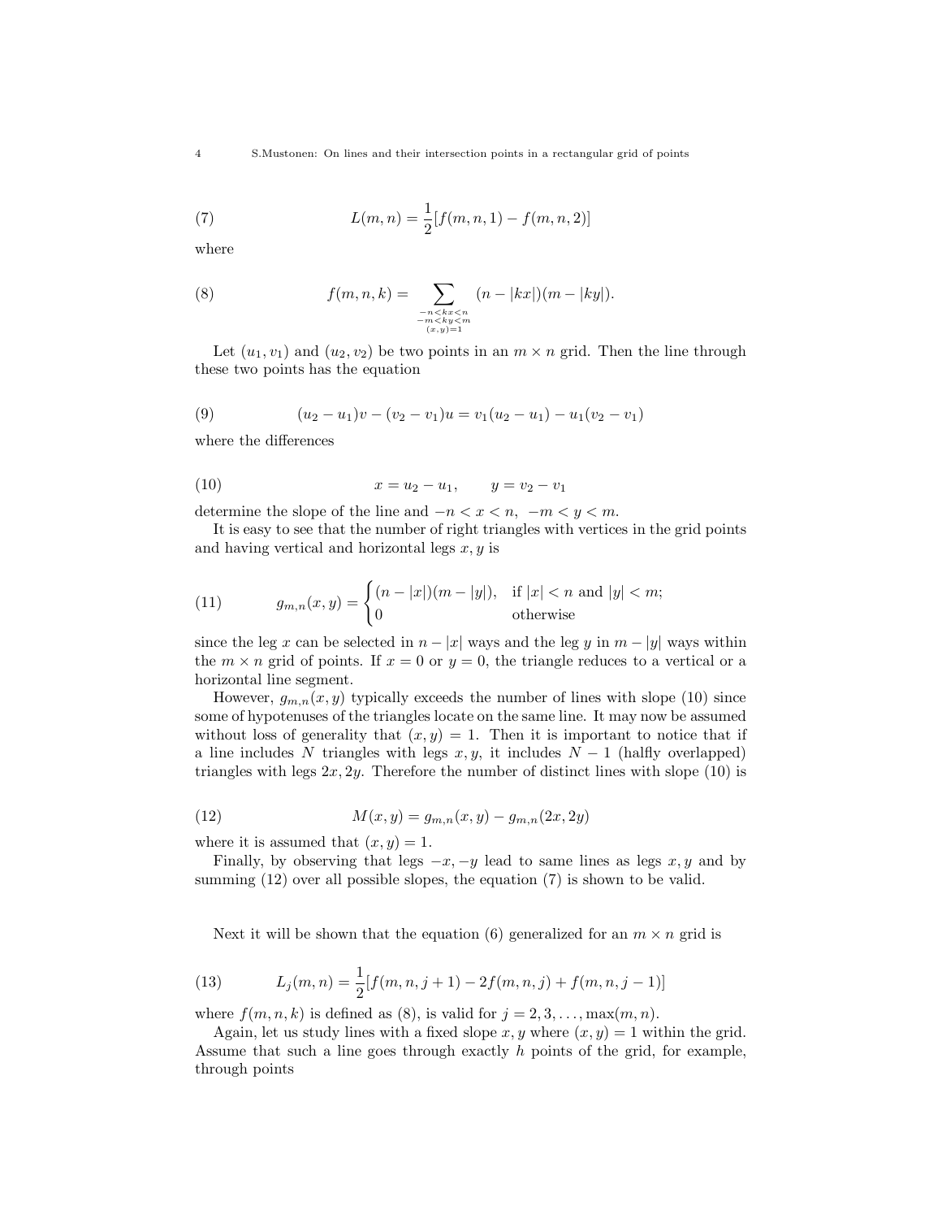$$L(m,n) = \frac{1}{2}[f(m,n,1) - f(m,n,2)] \tag{7}$$

where

$$f(m,n,k) = \sum_{\substack{-n<kx<n \\ -m<ky<m \\ (x,y)=1}} (n - |kx|)(m - |ky|). \tag{8}$$

Let $(u_1, v_1)$ and $(u_2, v_2)$ be two points in an $m \times n$ grid. Then the line through these two points has the equation

$$(u_2 - u_1)v - (v_2 - v_1)u = v_1(u_2 - u_1) - u_1(v_2 - v_1) \tag{9}$$

where the differences

$$x = u_2 - u_1, \qquad y = v_2 - v_1 \tag{10}$$

determine the slope of the line and $-n < x < n,\ -m < y < m$.

It is easy to see that the number of right triangles with vertices in the grid points and having vertical and horizontal legs $x, y$ is

$$g_{m,n}(x,y) = \begin{cases} (n - |x|)(m - |y|), & \text{if } |x| < n \text{ and } |y| < m; \\ 0 & \text{otherwise} \end{cases} \tag{11}$$

since the leg $x$ can be selected in $n - |x|$ ways and the leg $y$ in $m - |y|$ ways within the $m \times n$ grid of points. If $x = 0$ or $y = 0$, the triangle reduces to a vertical or a horizontal line segment.

However, $g_{m,n}(x,y)$ typically exceeds the number of lines with slope (10) since some of hypotenuses of the triangles locate on the same line. It may now be assumed without loss of generality that $(x,y) = 1$. Then it is important to notice that if a line includes $N$ triangles with legs $x, y$, it includes $N - 1$ (halfly overlapped) triangles with legs $2x, 2y$. Therefore the number of distinct lines with slope (10) is

$$M(x,y) = g_{m,n}(x,y) - g_{m,n}(2x,2y) \tag{12}$$

where it is assumed that $(x,y) = 1$.

Finally, by observing that legs $-x, -y$ lead to same lines as legs $x, y$ and by summing (12) over all possible slopes, the equation (7) is shown to be valid.

Next it will be shown that the equation (6) generalized for an $m \times n$ grid is

$$L_j(m,n) = \frac{1}{2}[f(m,n,j+1) - 2f(m,n,j) + f(m,n,j-1)] \tag{13}$$

where $f(m,n,k)$ is defined as (8), is valid for $j = 2, 3, \ldots, \max(m,n)$.

Again, let us study lines with a fixed slope $x, y$ where $(x,y) = 1$ within the grid. Assume that such a line goes through exactly $h$ points of the grid, for example, through points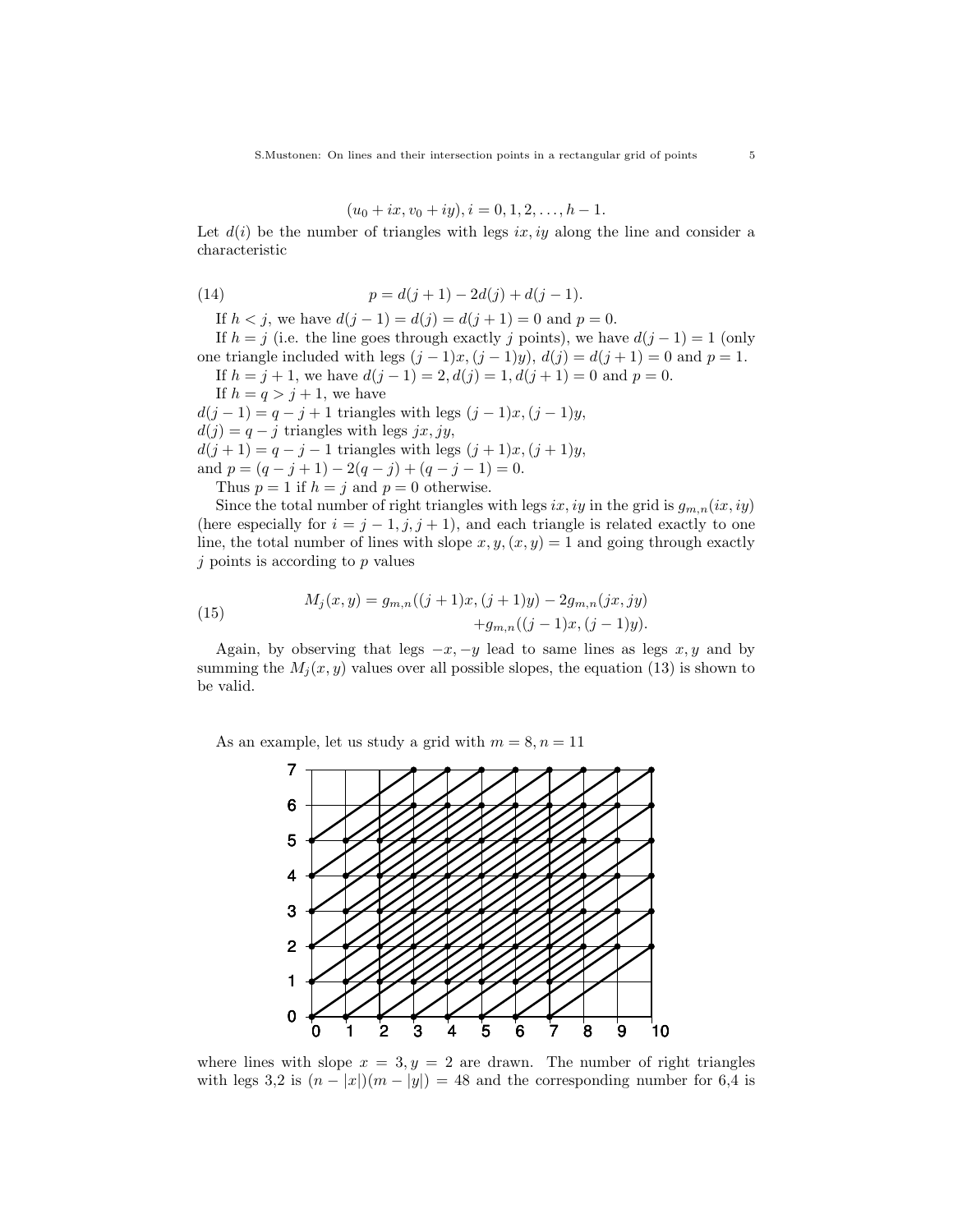$$(u_0 + ix, v_0 + iy), i = 0, 1, 2, \ldots, h-1.$$

Let $d(i)$ be the number of triangles with legs $ix, iy$ along the line and consider a characteristic

$$p = d(j+1) - 2d(j) + d(j-1). \tag{14}$$

If $h < j$, we have $d(j-1) = d(j) = d(j+1) = 0$ and $p = 0$.

If $h = j$ (i.e. the line goes through exactly $j$ points), we have $d(j-1) = 1$ (only one triangle included with legs $(j-1)x, (j-1)y$), $d(j) = d(j+1) = 0$ and $p = 1$.

If $h = j+1$, we have $d(j-1) = 2, d(j) = 1, d(j+1) = 0$ and $p = 0$.

If $h = q > j+1$, we have
$d(j-1) = q - j + 1$ triangles with legs $(j-1)x, (j-1)y$,
$d(j) = q - j$ triangles with legs $jx, jy$,
$d(j+1) = q - j - 1$ triangles with legs $(j+1)x, (j+1)y$,
and $p = (q - j + 1) - 2(q - j) + (q - j - 1) = 0$.

Thus $p = 1$ if $h = j$ and $p = 0$ otherwise.

Since the total number of right triangles with legs $ix, iy$ in the grid is $g_{m,n}(ix, iy)$ (here especially for $i = j-1, j, j+1$), and each triangle is related exactly to one line, the total number of lines with slope $x, y, (x, y) = 1$ and going through exactly $j$ points is according to $p$ values

$$\begin{aligned} M_j(x, y) = g_{m,n}((j+1)x, (j+1)y) - 2g_{m,n}(jx, jy) \\ + g_{m,n}((j-1)x, (j-1)y). \end{aligned} \tag{15}$$

Again, by observing that legs $-x, -y$ lead to same lines as legs $x, y$ and by summing the $M_j(x, y)$ values over all possible slopes, the equation (13) is shown to be valid.

As an example, let us study a grid with $m = 8, n = 11$

where lines with slope $x = 3, y = 2$ are drawn. The number of right triangles with legs 3,2 is $(n - |x|)(m - |y|) = 48$ and the corresponding number for 6,4 is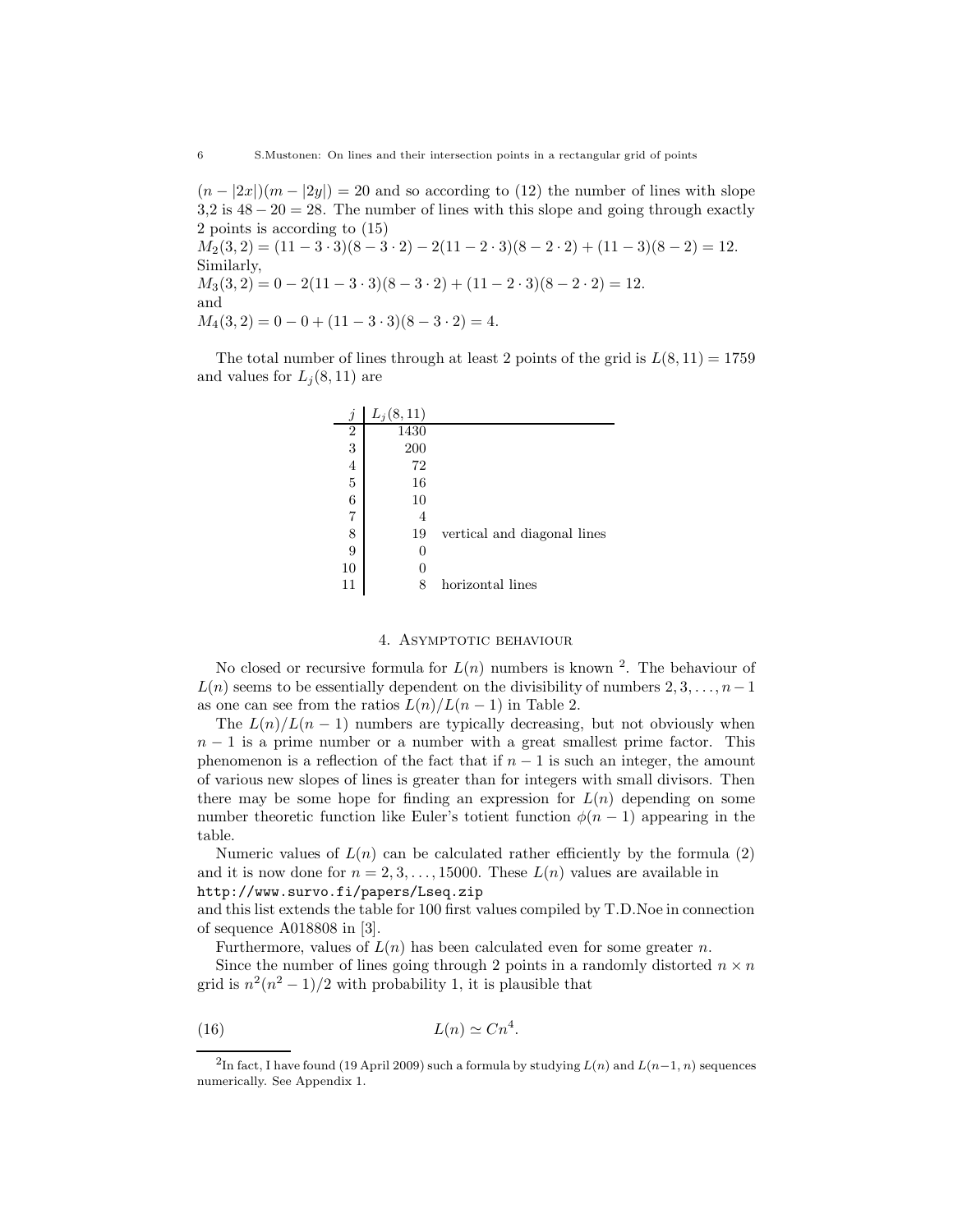$(n - |2x|)(m - |2y|) = 20$ and so according to (12) the number of lines with slope 3,2 is $48 - 20 = 28$. The number of lines with this slope and going through exactly 2 points is according to (15)

$M_2(3,2) = (11 - 3 \cdot 3)(8 - 3 \cdot 2) - 2(11 - 2 \cdot 3)(8 - 2 \cdot 2) + (11 - 3)(8 - 2) = 12.$

Similarly,

$M_3(3,2) = 0 - 2(11 - 3 \cdot 3)(8 - 3 \cdot 2) + (11 - 2 \cdot 3)(8 - 2 \cdot 2) = 12.$

and

$M_4(3,2) = 0 - 0 + (11 - 3 \cdot 3)(8 - 3 \cdot 2) = 4.$

The total number of lines through at least 2 points of the grid is $L(8,11) = 1759$ and values for $L_j(8,11)$ are

| $j$ | $L_j(8,11)$ | |
|---|---|---|
| 2 | 1430 | |
| 3 | 200 | |
| 4 | 72 | |
| 5 | 16 | |
| 6 | 10 | |
| 7 | 4 | |
| 8 | 19 | vertical and diagonal lines |
| 9 | 0 | |
| 10 | 0 | |
| 11 | 8 | horizontal lines |

## 4. Asymptotic behaviour

No closed or recursive formula for $L(n)$ numbers is known [2]. The behaviour of $L(n)$ seems to be essentially dependent on the divisibility of numbers $2, 3, \ldots, n-1$ as one can see from the ratios $L(n)/L(n-1)$ in Table 2.

The $L(n)/L(n-1)$ numbers are typically decreasing, but not obviously when $n-1$ is a prime number or a number with a great smallest prime factor. This phenomenon is a reflection of the fact that if $n-1$ is such an integer, the amount of various new slopes of lines is greater than for integers with small divisors. Then there may be some hope for finding an expression for $L(n)$ depending on some number theoretic function like Euler's totient function $\phi(n-1)$ appearing in the table.

Numeric values of $L(n)$ can be calculated rather efficiently by the formula (2) and it is now done for $n = 2, 3, \ldots, 15000$. These $L(n)$ values are available in
`http://www.survo.fi/papers/Lseq.zip`
and this list extends the table for 100 first values compiled by T.D.Noe in connection of sequence A018808 in [3].

Furthermore, values of $L(n)$ has been calculated even for some greater $n$.

Since the number of lines going through 2 points in a randomly distorted $n \times n$ grid is $n^2(n^2 - 1)/2$ with probability 1, it is plausible that

$$L(n) \simeq Cn^4. \tag{16}$$

[2] In fact, I have found (19 April 2009) such a formula by studying $L(n)$ and $L(n-1, n)$ sequences numerically. See Appendix 1.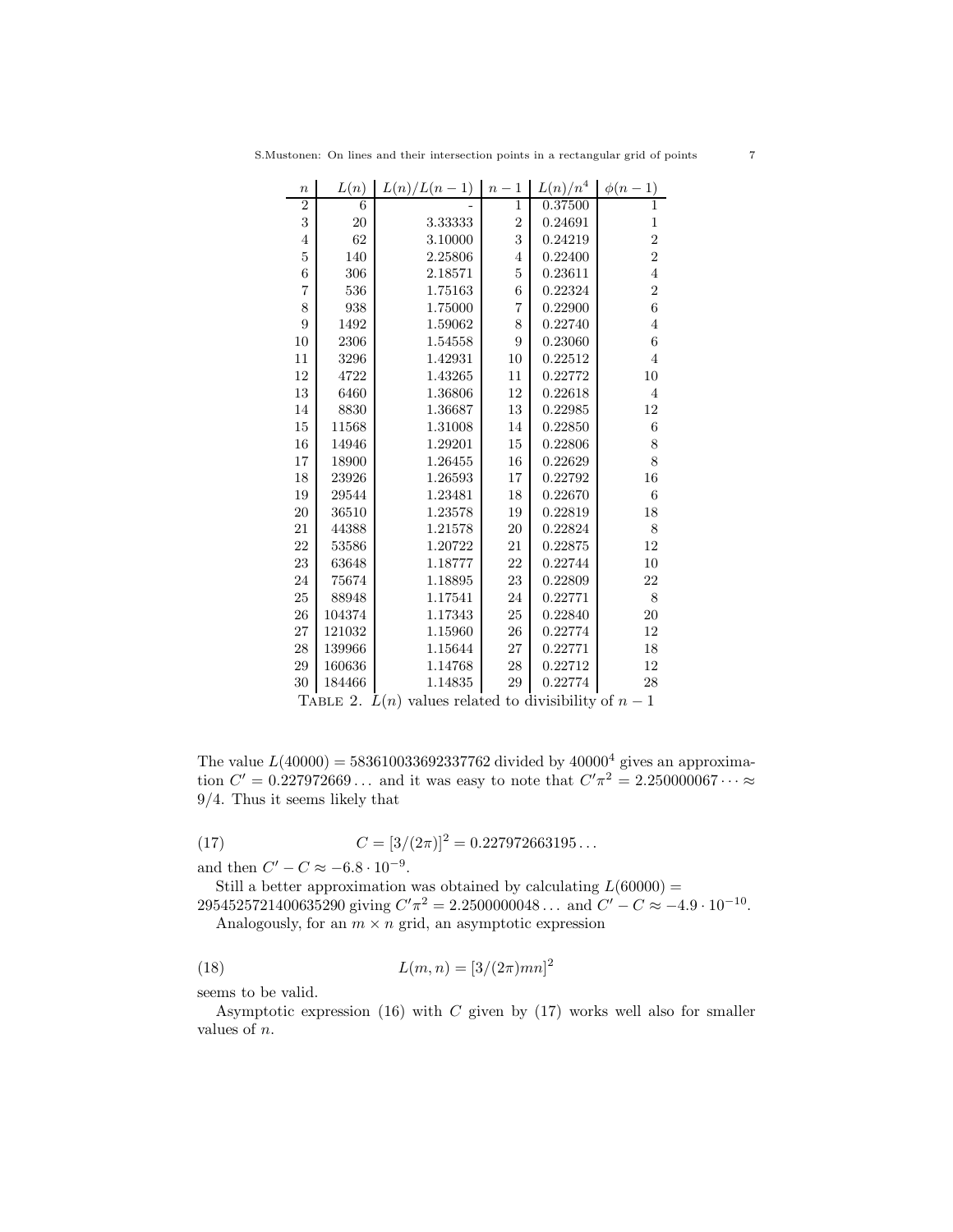| $n$ | $L(n)$ | $L(n)/L(n-1)$ | $n-1$ | $L(n)/n^4$ | $\phi(n-1)$ |
|---|---|---|---|---|---|
| 2 | 6 | - | 1 | 0.37500 | 1 |
| 3 | 20 | 3.33333 | 2 | 0.24691 | 1 |
| 4 | 62 | 3.10000 | 3 | 0.24219 | 2 |
| 5 | 140 | 2.25806 | 4 | 0.22400 | 2 |
| 6 | 306 | 2.18571 | 5 | 0.23611 | 4 |
| 7 | 536 | 1.75163 | 6 | 0.22324 | 2 |
| 8 | 938 | 1.75000 | 7 | 0.22900 | 6 |
| 9 | 1492 | 1.59062 | 8 | 0.22740 | 4 |
| 10 | 2306 | 1.54558 | 9 | 0.23060 | 6 |
| 11 | 3296 | 1.42931 | 10 | 0.22512 | 4 |
| 12 | 4722 | 1.43265 | 11 | 0.22772 | 10 |
| 13 | 6460 | 1.36806 | 12 | 0.22618 | 4 |
| 14 | 8830 | 1.36687 | 13 | 0.22985 | 12 |
| 15 | 11568 | 1.31008 | 14 | 0.22850 | 6 |
| 16 | 14946 | 1.29201 | 15 | 0.22806 | 8 |
| 17 | 18900 | 1.26455 | 16 | 0.22629 | 8 |
| 18 | 23926 | 1.26593 | 17 | 0.22792 | 16 |
| 19 | 29544 | 1.23481 | 18 | 0.22670 | 6 |
| 20 | 36510 | 1.23578 | 19 | 0.22819 | 18 |
| 21 | 44388 | 1.21578 | 20 | 0.22824 | 8 |
| 22 | 53586 | 1.20722 | 21 | 0.22875 | 12 |
| 23 | 63648 | 1.18777 | 22 | 0.22744 | 10 |
| 24 | 75674 | 1.18895 | 23 | 0.22809 | 22 |
| 25 | 88948 | 1.17541 | 24 | 0.22771 | 8 |
| 26 | 104374 | 1.17343 | 25 | 0.22840 | 20 |
| 27 | 121032 | 1.15960 | 26 | 0.22774 | 12 |
| 28 | 139966 | 1.15644 | 27 | 0.22771 | 18 |
| 29 | 160636 | 1.14768 | 28 | 0.22712 | 12 |
| 30 | 184466 | 1.14835 | 29 | 0.22774 | 28 |

TABLE 2. $L(n)$ values related to divisibility of $n-1$

The value $L(40000) = 583610033692337762$ divided by $40000^4$ gives an approximation $C' = 0.227972669\ldots$ and it was easy to note that $C'\pi^2 = 2.250000067\cdots \approx 9/4$. Thus it seems likely that

$$C = [3/(2\pi)]^2 = 0.227972663195\ldots \tag{17}$$

and then $C' - C \approx -6.8 \cdot 10^{-9}$.

Still a better approximation was obtained by calculating $L(60000) = 2954525721400635290$ giving $C'\pi^2 = 2.2500000048\ldots$ and $C' - C \approx -4.9 \cdot 10^{-10}$.

Analogously, for an $m \times n$ grid, an asymptotic expression

$$L(m,n) = [3/(2\pi)mn]^2 \tag{18}$$

seems to be valid.

Asymptotic expression (16) with $C$ given by (17) works well also for smaller values of $n$.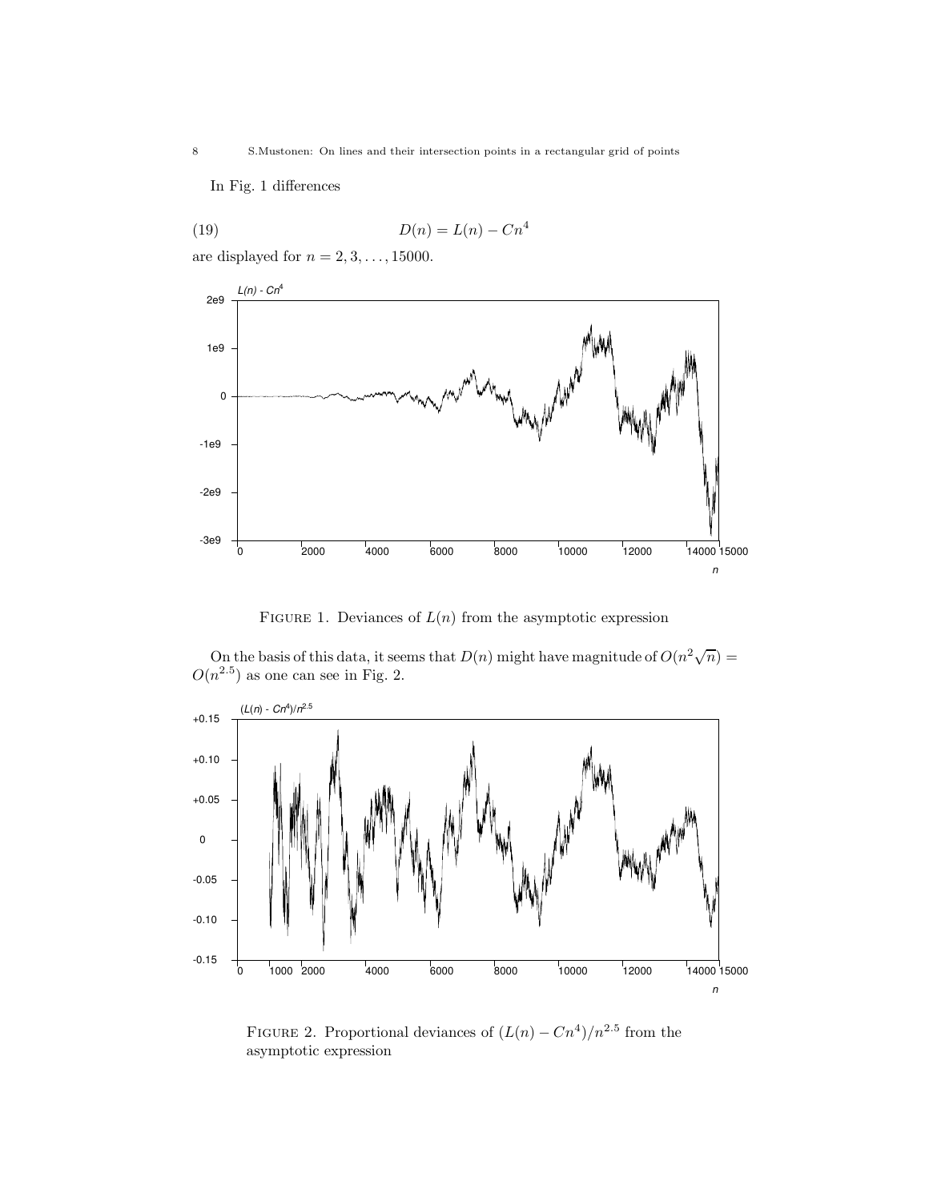In Fig. 1 differences

$$D(n) = L(n) - Cn^4 \tag{19}$$

are displayed for $n = 2, 3, \ldots, 15000$.

FIGURE 1. Deviances of $L(n)$ from the asymptotic expression

On the basis of this data, it seems that $D(n)$ might have magnitude of $O(n^2\sqrt{n}) = O(n^{2.5})$ as one can see in Fig. 2.

FIGURE 2. Proportional deviances of $(L(n) - Cn^4)/n^{2.5}$ from the asymptotic expression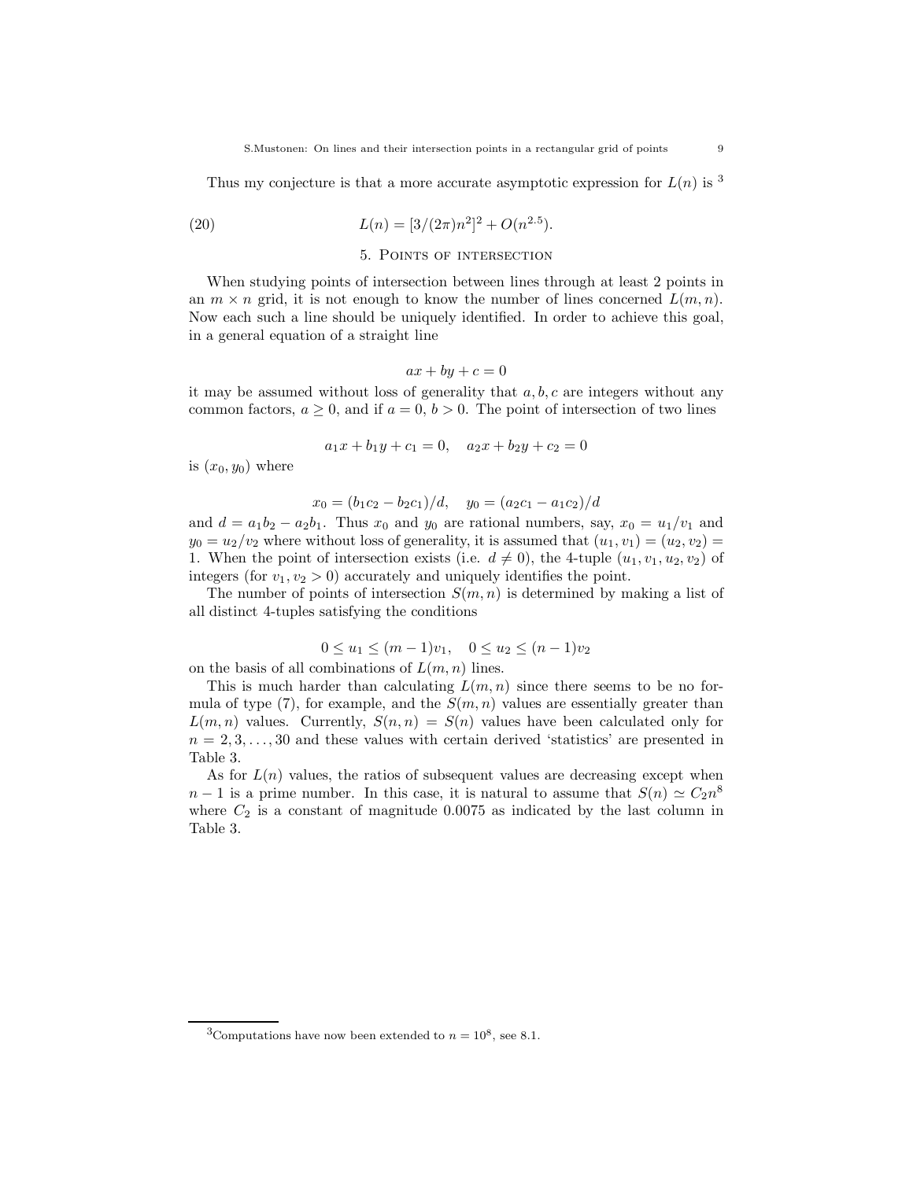Thus my conjecture is that a more accurate asymptotic expression for $L(n)$ is [3]

$$L(n) = [3/(2\pi)n^2]^2 + O(n^{2.5}). \tag{20}$$

## 5. Points of intersection

When studying points of intersection between lines through at least 2 points in an $m \times n$ grid, it is not enough to know the number of lines concerned $L(m, n)$. Now each such a line should be uniquely identified. In order to achieve this goal, in a general equation of a straight line

$$ax + by + c = 0$$

it may be assumed without loss of generality that $a, b, c$ are integers without any common factors, $a \geq 0$, and if $a = 0$, $b > 0$. The point of intersection of two lines

$$a_1x + b_1y + c_1 = 0, \quad a_2x + b_2y + c_2 = 0$$

is $(x_0, y_0)$ where

$$x_0 = (b_1c_2 - b_2c_1)/d, \quad y_0 = (a_2c_1 - a_1c_2)/d$$

and $d = a_1b_2 - a_2b_1$. Thus $x_0$ and $y_0$ are rational numbers, say, $x_0 = u_1/v_1$ and $y_0 = u_2/v_2$ where without loss of generality, it is assumed that $(u_1, v_1) = (u_2, v_2) = 1$. When the point of intersection exists (i.e. $d \neq 0$), the 4-tuple $(u_1, v_1, u_2, v_2)$ of integers (for $v_1, v_2 > 0$) accurately and uniquely identifies the point.

The number of points of intersection $S(m, n)$ is determined by making a list of all distinct 4-tuples satisfying the conditions

$$0 \leq u_1 \leq (m-1)v_1, \quad 0 \leq u_2 \leq (n-1)v_2$$

on the basis of all combinations of $L(m, n)$ lines.

This is much harder than calculating $L(m, n)$ since there seems to be no formula of type (7), for example, and the $S(m, n)$ values are essentially greater than $L(m, n)$ values. Currently, $S(n, n) = S(n)$ values have been calculated only for $n = 2, 3, \ldots, 30$ and these values with certain derived 'statistics' are presented in Table 3.

As for $L(n)$ values, the ratios of subsequent values are decreasing except when $n - 1$ is a prime number. In this case, it is natural to assume that $S(n) \simeq C_2n^8$ where $C_2$ is a constant of magnitude 0.0075 as indicated by the last column in Table 3.

---

[3] Computations have now been extended to $n = 10^8$, see 8.1.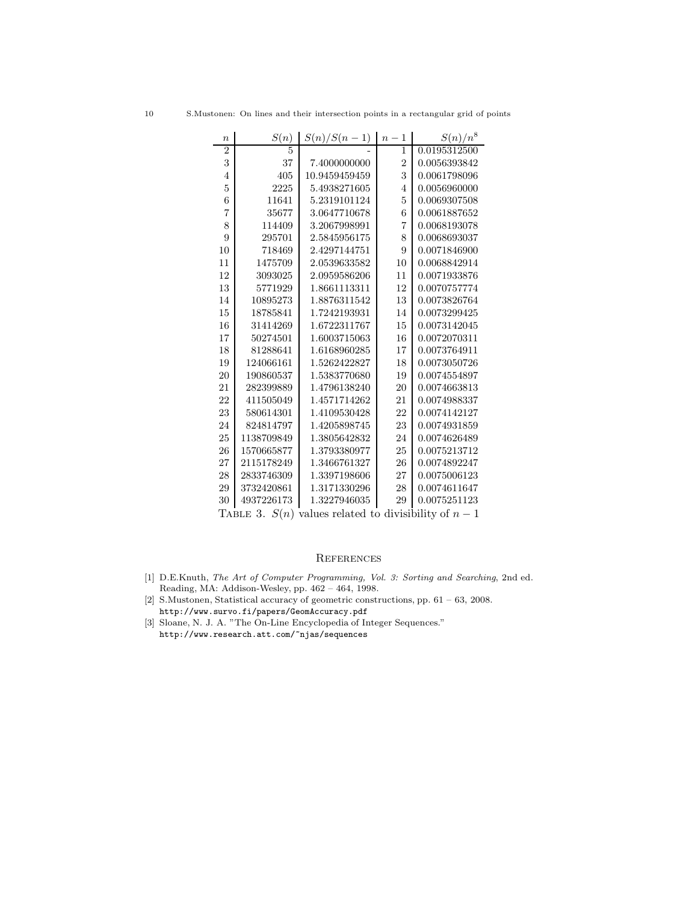| $n$ | $S(n)$ | $S(n)/S(n-1)$ | $n-1$ | $S(n)/n^8$ |
|---|---|---|---|---|
| 2 | 5 | - | 1 | 0.0195312500 |
| 3 | 37 | 7.4000000000 | 2 | 0.0056393842 |
| 4 | 405 | 10.9459459459 | 3 | 0.0061798096 |
| 5 | 2225 | 5.4938271605 | 4 | 0.0056960000 |
| 6 | 11641 | 5.2319101124 | 5 | 0.0069307508 |
| 7 | 35677 | 3.0647710678 | 6 | 0.0061887652 |
| 8 | 114409 | 3.2067998991 | 7 | 0.0068193078 |
| 9 | 295701 | 2.5845956175 | 8 | 0.0068693037 |
| 10 | 718469 | 2.4297144751 | 9 | 0.0071846900 |
| 11 | 1475709 | 2.0539633582 | 10 | 0.0068842914 |
| 12 | 3093025 | 2.0959586206 | 11 | 0.0071933876 |
| 13 | 5771929 | 1.8661113311 | 12 | 0.0070757774 |
| 14 | 10895273 | 1.8876311542 | 13 | 0.0073826764 |
| 15 | 18785841 | 1.7242193931 | 14 | 0.0073299425 |
| 16 | 31414269 | 1.6722311767 | 15 | 0.0073142045 |
| 17 | 50274501 | 1.6003715063 | 16 | 0.0072070311 |
| 18 | 81288641 | 1.6168960285 | 17 | 0.0073764911 |
| 19 | 124066161 | 1.5262422827 | 18 | 0.0073050726 |
| 20 | 190860537 | 1.5383770680 | 19 | 0.0074554897 |
| 21 | 282399889 | 1.4796138240 | 20 | 0.0074663813 |
| 22 | 411505049 | 1.4571714262 | 21 | 0.0074988337 |
| 23 | 580614301 | 1.4109530428 | 22 | 0.0074142127 |
| 24 | 824814797 | 1.4205898745 | 23 | 0.0074931859 |
| 25 | 1138709849 | 1.3805642832 | 24 | 0.0074626489 |
| 26 | 1570665877 | 1.3793380977 | 25 | 0.0075213712 |
| 27 | 2115178249 | 1.3466761327 | 26 | 0.0074892247 |
| 28 | 2833746309 | 1.3397198606 | 27 | 0.0075006123 |
| 29 | 3732420861 | 1.3171330296 | 28 | 0.0074611647 |
| 30 | 4937226173 | 1.3227946035 | 29 | 0.0075251123 |

TABLE 3. $S(n)$ values related to divisibility of $n-1$

## References

[1] D.E.Knuth, *The Art of Computer Programming, Vol. 3: Sorting and Searching*, 2nd ed. Reading, MA: Addison-Wesley, pp. 462 – 464, 1998.

[2] S.Mustonen, Statistical accuracy of geometric constructions, pp. 61 – 63, 2008. `http://www.survo.fi/papers/GeomAccuracy.pdf`

[3] Sloane, N. J. A. "The On-Line Encyclopedia of Integer Sequences." `http://www.research.att.com/~njas/sequences`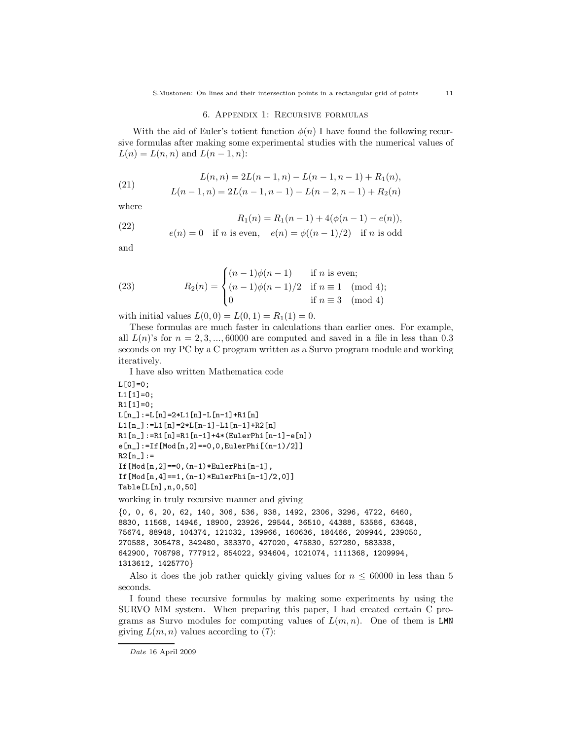## 6. Appendix 1: Recursive formulas

With the aid of Euler's totient function $\phi(n)$ I have found the following recursive formulas after making some experimental studies with the numerical values of $L(n) = L(n,n)$ and $L(n-1,n)$:

$$
\begin{aligned}
L(n,n) &= 2L(n-1,n) - L(n-1,n-1) + R_1(n),\\
L(n-1,n) &= 2L(n-1,n-1) - L(n-2,n-1) + R_2(n)
\end{aligned}
\tag{21}
$$

where

$$
\begin{aligned}
R_1(n) &= R_1(n-1) + 4(\phi(n-1) - e(n)),\\
e(n) = 0 \quad &\text{if } n \text{ is even}, \quad e(n) = \phi((n-1)/2) \quad \text{if } n \text{ is odd}
\end{aligned}
\tag{22}
$$

and

$$
R_2(n) = \begin{cases} (n-1)\phi(n-1) & \text{if } n \text{ is even;}\\ (n-1)\phi(n-1)/2 & \text{if } n \equiv 1 \pmod 4;\\ 0 & \text{if } n \equiv 3 \pmod 4 \end{cases}
\tag{23}
$$

with initial values $L(0,0) = L(0,1) = R_1(1) = 0$.

These formulas are much faster in calculations than earlier ones. For example, all $L(n)$'s for $n = 2, 3, ..., 60000$ are computed and saved in a file in less than 0.3 seconds on my PC by a C program written as a Survo program module and working iteratively.

I have also written Mathematica code

```
L[0]=0;
L1[1]=0;
R1[1]=0;
L[n_]:=L[n]=2*L1[n]-L[n-1]+R1[n]
L1[n_]:=L1[n]=2*L[n-1]-L1[n-1]+R2[n]
R1[n_]:=R1[n]=R1[n-1]+4*(EulerPhi[n-1]-e[n])
e[n_]:=If[Mod[n,2]==0,0,EulerPhi[(n-1)/2]]
R2[n_]:=
If[Mod[n,2]==0,(n-1)*EulerPhi[n-1],
If[Mod[n,4]==1,(n-1)*EulerPhi[n-1]/2,0]]
Table[L[n],n,0,50]
```

working in truly recursive manner and giving

```
{0, 0, 6, 20, 62, 140, 306, 536, 938, 1492, 2306, 3296, 4722, 6460,
8830, 11568, 14946, 18900, 23926, 29544, 36510, 44388, 53586, 63648,
75674, 88948, 104374, 121032, 139966, 160636, 184466, 209944, 239050,
270588, 305478, 342480, 383370, 427020, 475830, 527280, 583338,
642900, 708798, 777912, 854022, 934604, 1021074, 1111368, 1209994,
1313612, 1425770}
```

Also it does the job rather quickly giving values for $n \leq 60000$ in less than 5 seconds.

I found these recursive formulas by making some experiments by using the SURVO MM system. When preparing this paper, I had created certain C programs as Survo modules for computing values of $L(m,n)$. One of them is `LMN` giving $L(m,n)$ values according to (7):

---

*Date* 16 April 2009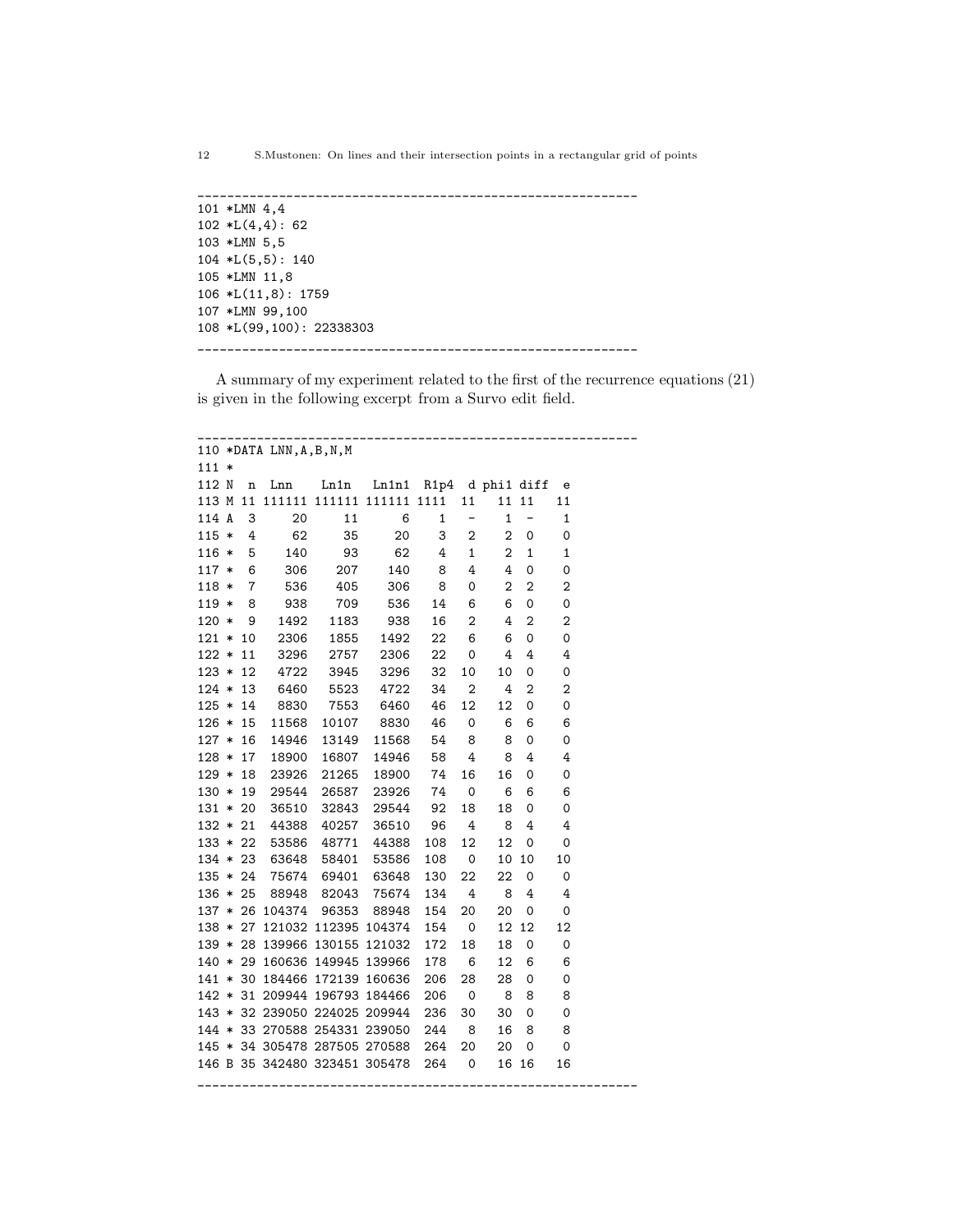```
_____________________________________________________________
101 *LMN 4,4
102 *L(4,4): 62
103 *LMN 5,5
104 *L(5,5): 140
105 *LMN 11,8
106 *L(11,8): 1759
107 *LMN 99,100
108 *L(99,100): 22338303
_____________________________________________________________
```

A summary of my experiment related to the first of the recurrence equations (21) is given in the following excerpt from a Survo edit field.

```
_____________________________________________________________
110 *DATA LNN,A,B,N,M
111 *
112 N   n  Lnn    Ln1n   Ln1n1  R1p4  d phi1 diff  e
113 M  11 111111 111111 111111 1111  11   11 11   11
114 A   3     20     11      6    1   -    1  -    1
115 *   4     62     35     20    3   2    2  0    0
116 *   5    140     93     62    4   1    2  1    1
117 *   6    306    207    140    8   4    4  0    0
118 *   7    536    405    306    8   0    2  2    2
119 *   8    938    709    536   14   6    6  0    0
120 *   9   1492   1183    938   16   2    4  2    2
121 *  10   2306   1855   1492   22   6    6  0    0
122 *  11   3296   2757   2306   22   0    4  4    4
123 *  12   4722   3945   3296   32  10   10  0    0
124 *  13   6460   5523   4722   34   2    4  2    2
125 *  14   8830   7553   6460   46  12   12  0    0
126 *  15  11568  10107   8830   46   0    6  6    6
127 *  16  14946  13149  11568   54   8    8  0    0
128 *  17  18900  16807  14946   58   4    8  4    4
129 *  18  23926  21265  18900   74  16   16  0    0
130 *  19  29544  26587  23926   74   0    6  6    6
131 *  20  36510  32843  29544   92  18   18  0    0
132 *  21  44388  40257  36510   96   4    8  4    4
133 *  22  53586  48771  44388  108  12   12  0    0
134 *  23  63648  58401  53586  108   0   10 10   10
135 *  24  75674  69401  63648  130  22   22  0    0
136 *  25  88948  82043  75674  134   4    8  4    4
137 *  26 104374  96353  88948  154  20   20  0    0
138 *  27 121032 112395 104374  154   0   12 12   12
139 *  28 139966 130155 121032  172  18   18  0    0
140 *  29 160636 149945 139966  178   6   12  6    6
141 *  30 184466 172139 160636  206  28   28  0    0
142 *  31 209944 196793 184466  206   0    8  8    8
143 *  32 239050 224025 209944  236  30   30  0    0
144 *  33 270588 254331 239050  244   8   16  8    8
145 *  34 305478 287505 270588  264  20   20  0    0
146 B  35 342480 323451 305478  264   0   16 16   16
_____________________________________________________________
```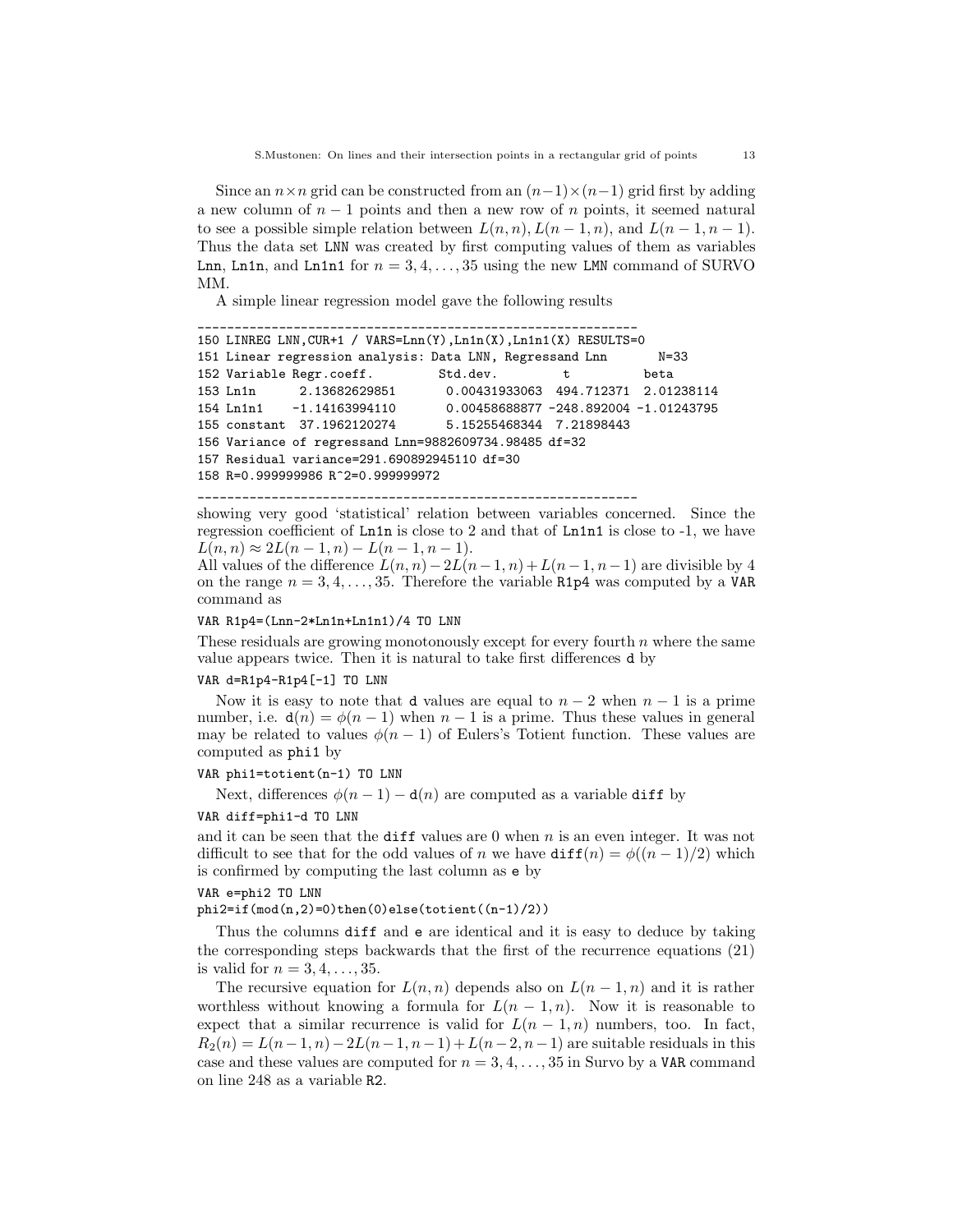Since an $n \times n$ grid can be constructed from an $(n-1)\times(n-1)$ grid first by adding a new column of $n-1$ points and then a new row of $n$ points, it seemed natural to see a possible simple relation between $L(n,n)$, $L(n-1,n)$, and $L(n-1,n-1)$. Thus the data set LNN was created by first computing values of them as variables Lnn, Ln1n, and Ln1n1 for $n = 3,4,\ldots,35$ using the new LMN command of SURVO MM.

A simple linear regression model gave the following results

```
____________________________________________________________
150 LINREG LNN,CUR+1 / VARS=Lnn(Y),Ln1n(X),Ln1n1(X) RESULTS=0
151 Linear regression analysis: Data LNN, Regressand Lnn       N=33
152 Variable Regr.coeff.        Std.dev.         t          beta
153 Ln1n      2.13682629851       0.00431933063  494.712371  2.01238114
154 Ln1n1    -1.14163994110       0.00458688877 -248.892004 -1.01243795
155 constant  37.1962120274       5.15255468344  7.21898443
156 Variance of regressand Lnn=9882609734.98485 df=32
157 Residual variance=291.690892945110 df=30
158 R=0.999999986 R^2=0.999999972
____________________________________________________________
```

showing very good 'statistical' relation between variables concerned. Since the regression coefficient of Ln1n is close to 2 and that of Ln1n1 is close to -1, we have $L(n,n) \approx 2L(n-1,n) - L(n-1,n-1)$.

All values of the difference $L(n,n) - 2L(n-1,n) + L(n-1,n-1)$ are divisible by 4 on the range $n = 3,4,\ldots,35$. Therefore the variable R1p4 was computed by a VAR command as

```
VAR R1p4=(Lnn-2*Ln1n+Ln1n1)/4 TO LNN
```

These residuals are growing monotonously except for every fourth $n$ where the same value appears twice. Then it is natural to take first differences d by

```
VAR d=R1p4-R1p4[-1] TO LNN
```

Now it is easy to note that d values are equal to $n-2$ when $n-1$ is a prime number, i.e. $\mathtt{d}(n) = \phi(n-1)$ when $n-1$ is a prime. Thus these values in general may be related to values $\phi(n-1)$ of Eulers's Totient function. These values are computed as phi1 by

```
VAR phi1=totient(n-1) TO LNN
```

Next, differences $\phi(n-1) - \mathtt{d}(n)$ are computed as a variable diff by

```
VAR diff=phi1-d TO LNN
```

and it can be seen that the diff values are 0 when $n$ is an even integer. It was not difficult to see that for the odd values of $n$ we have $\mathtt{diff}(n) = \phi((n-1)/2)$ which is confirmed by computing the last column as e by

```
VAR e=phi2 TO LNN
phi2=if(mod(n,2)=0)then(0)else(totient((n-1)/2))
```

Thus the columns diff and e are identical and it is easy to deduce by taking the corresponding steps backwards that the first of the recurrence equations (21) is valid for $n = 3,4,\ldots,35$.

The recursive equation for $L(n,n)$ depends also on $L(n-1,n)$ and it is rather worthless without knowing a formula for $L(n-1,n)$. Now it is reasonable to expect that a similar recurrence is valid for $L(n-1,n)$ numbers, too. In fact, $R_2(n) = L(n-1,n) - 2L(n-1,n-1) + L(n-2,n-1)$ are suitable residuals in this case and these values are computed for $n = 3,4,\ldots,35$ in Survo by a VAR command on line 248 as a variable R2.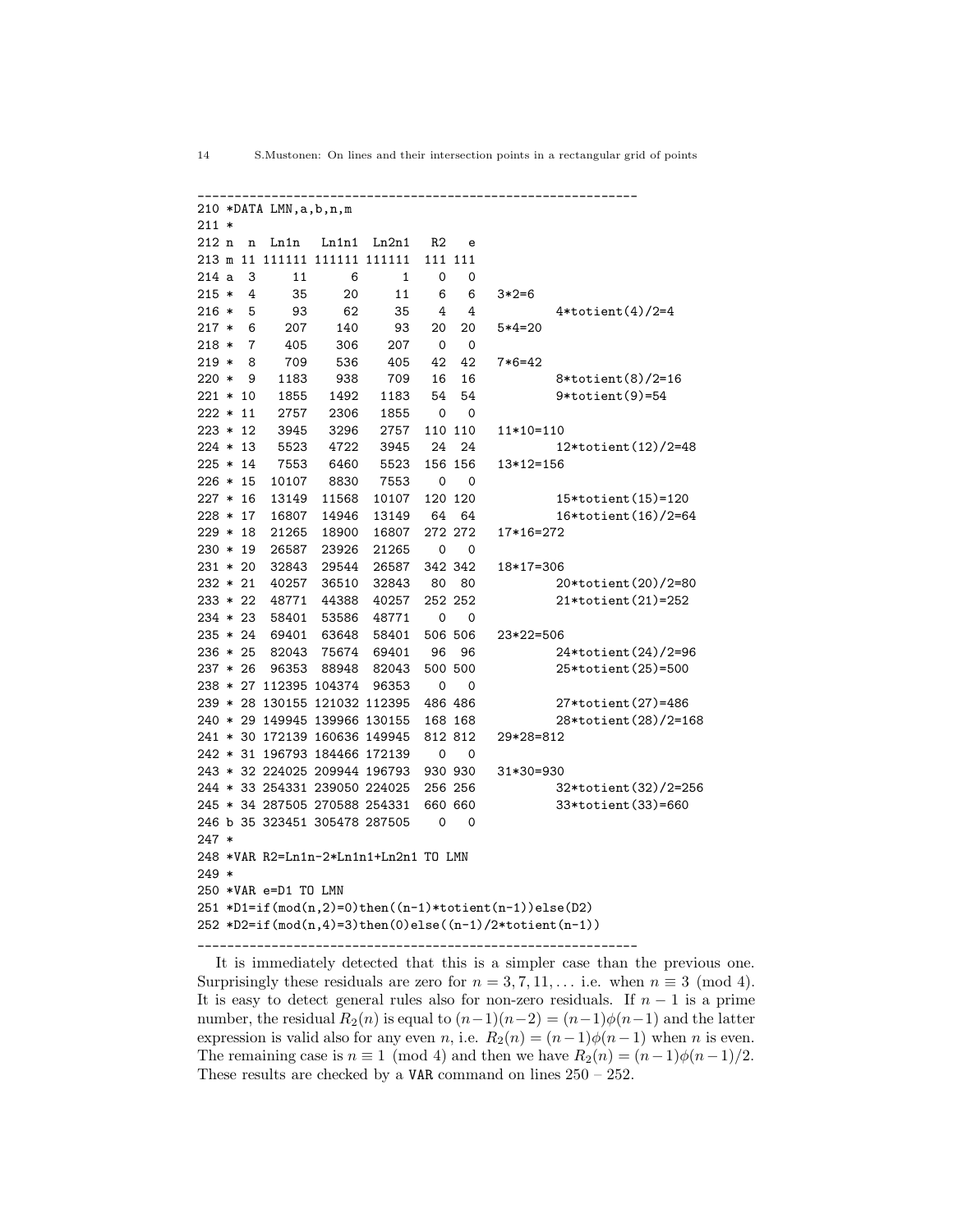```
____________________________________________________________
210 *DATA LMN,a,b,n,m
211 *
212 n   n  Ln1n   Ln1n1  Ln2n1   R2   e
213 m 11 111111 111111 111111  111 111
214 a  3     11      6      1    0   0
215 *  4     35     20     11    6   6   3*2=6
216 *  5     93     62     35    4   4          4*totient(4)/2=4
217 *  6    207    140     93   20  20   5*4=20
218 *  7    405    306    207    0   0
219 *  8    709    536    405   42  42   7*6=42
220 *  9   1183    938    709   16  16          8*totient(8)/2=16
221 * 10   1855   1492   1183   54  54          9*totient(9)=54
222 * 11   2757   2306   1855    0   0
223 * 12   3945   3296   2757  110 110   11*10=110
224 * 13   5523   4722   3945   24  24          12*totient(12)/2=48
225 * 14   7553   6460   5523  156 156   13*12=156
226 * 15  10107   8830   7553    0   0
227 * 16  13149  11568  10107  120 120          15*totient(15)=120
228 * 17  16807  14946  13149   64  64          16*totient(16)/2=64
229 * 18  21265  18900  16807  272 272   17*16=272
230 * 19  26587  23926  21265    0   0
231 * 20  32843  29544  26587  342 342   18*17=306
232 * 21  40257  36510  32843   80  80          20*totient(20)/2=80
233 * 22  48771  44388  40257  252 252          21*totient(21)=252
234 * 23  58401  53586  48771    0   0
235 * 24  69401  63648  58401  506 506   23*22=506
236 * 25  82043  75674  69401   96  96          24*totient(24)/2=96
237 * 26  96353  88948  82043  500 500          25*totient(25)=500
238 * 27 112395 104374  96353    0   0
239 * 28 130155 121032 112395  486 486          27*totient(27)=486
240 * 29 149945 139966 130155  168 168          28*totient(28)/2=168
241 * 30 172139 160636 149945  812 812   29*28=812
242 * 31 196793 184466 172139    0   0
243 * 32 224025 209944 196793  930 930   31*30=930
244 * 33 254331 239050 224025  256 256          32*totient(32)/2=256
245 * 34 287505 270588 254331  660 660          33*totient(33)=660
246 b 35 323451 305478 287505    0   0
247 *
248 *VAR R2=Ln1n-2*Ln1n1+Ln2n1 TO LMN
249 *
250 *VAR e=D1 TO LMN
251 *D1=if(mod(n,2)=0)then((n-1)*totient(n-1))else(D2)
252 *D2=if(mod(n,4)=3)then(0)else((n-1)/2*totient(n-1))
____________________________________________________________
```

It is immediately detected that this is a simpler case than the previous one. Surprisingly these residuals are zero for $n = 3, 7, 11, \ldots$ i.e. when $n \equiv 3 \pmod 4$. It is easy to detect general rules also for non-zero residuals. If $n-1$ is a prime number, the residual $R_2(n)$ is equal to $(n-1)(n-2) = (n-1)\phi(n-1)$ and the latter expression is valid also for any even $n$, i.e. $R_2(n) = (n-1)\phi(n-1)$ when $n$ is even. The remaining case is $n \equiv 1 \pmod 4$ and then we have $R_2(n) = (n-1)\phi(n-1)/2$. These results are checked by a `VAR` command on lines 250 – 252.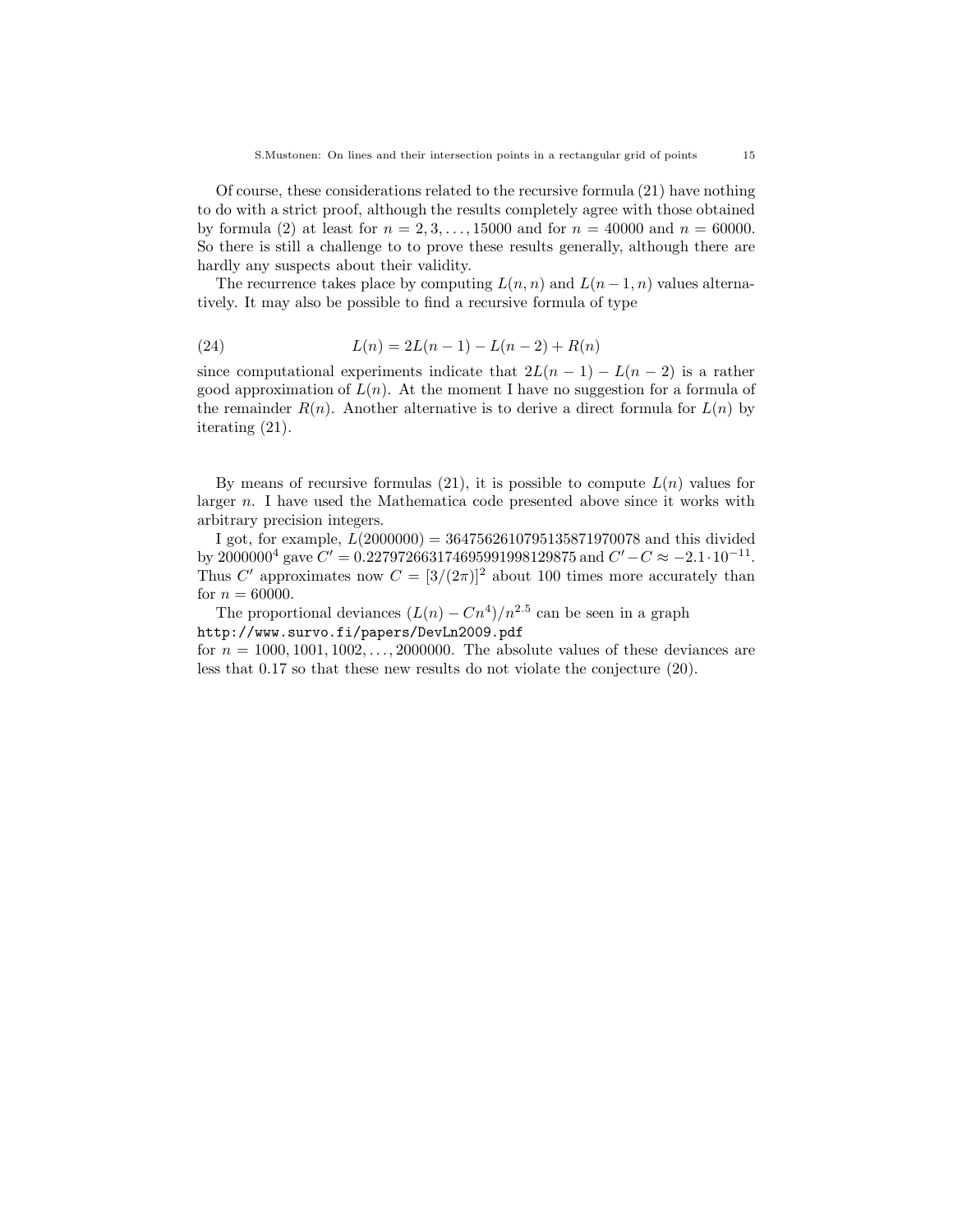Of course, these considerations related to the recursive formula (21) have nothing to do with a strict proof, although the results completely agree with those obtained by formula (2) at least for $n = 2, 3, \ldots, 15000$ and for $n = 40000$ and $n = 60000$. So there is still a challenge to to prove these results generally, although there are hardly any suspects about their validity.

The recurrence takes place by computing $L(n, n)$ and $L(n-1, n)$ values alternatively. It may also be possible to find a recursive formula of type

$$L(n) = 2L(n-1) - L(n-2) + R(n) \tag{24}$$

since computational experiments indicate that $2L(n-1) - L(n-2)$ is a rather good approximation of $L(n)$. At the moment I have no suggestion for a formula of the remainder $R(n)$. Another alternative is to derive a direct formula for $L(n)$ by iterating (21).

By means of recursive formulas (21), it is possible to compute $L(n)$ values for larger $n$. I have used the Mathematica code presented above since it works with arbitrary precision integers.

I got, for example, $L(2000000) = 3647562610795135871970078$ and this divided by $2000000^4$ gave $C' = 0.22797266317469599199812987 5$ and $C' - C \approx -2.1 \cdot 10^{-11}$. Thus $C'$ approximates now $C = [3/(2\pi)]^2$ about 100 times more accurately than for $n = 60000$.

The proportional deviances $(L(n) - Cn^4)/n^{2.5}$ can be seen in a graph
`http://www.survo.fi/papers/DevLn2009.pdf`
for $n = 1000, 1001, 1002, \ldots, 2000000$. The absolute values of these deviances are less that 0.17 so that these new results do not violate the conjecture (20).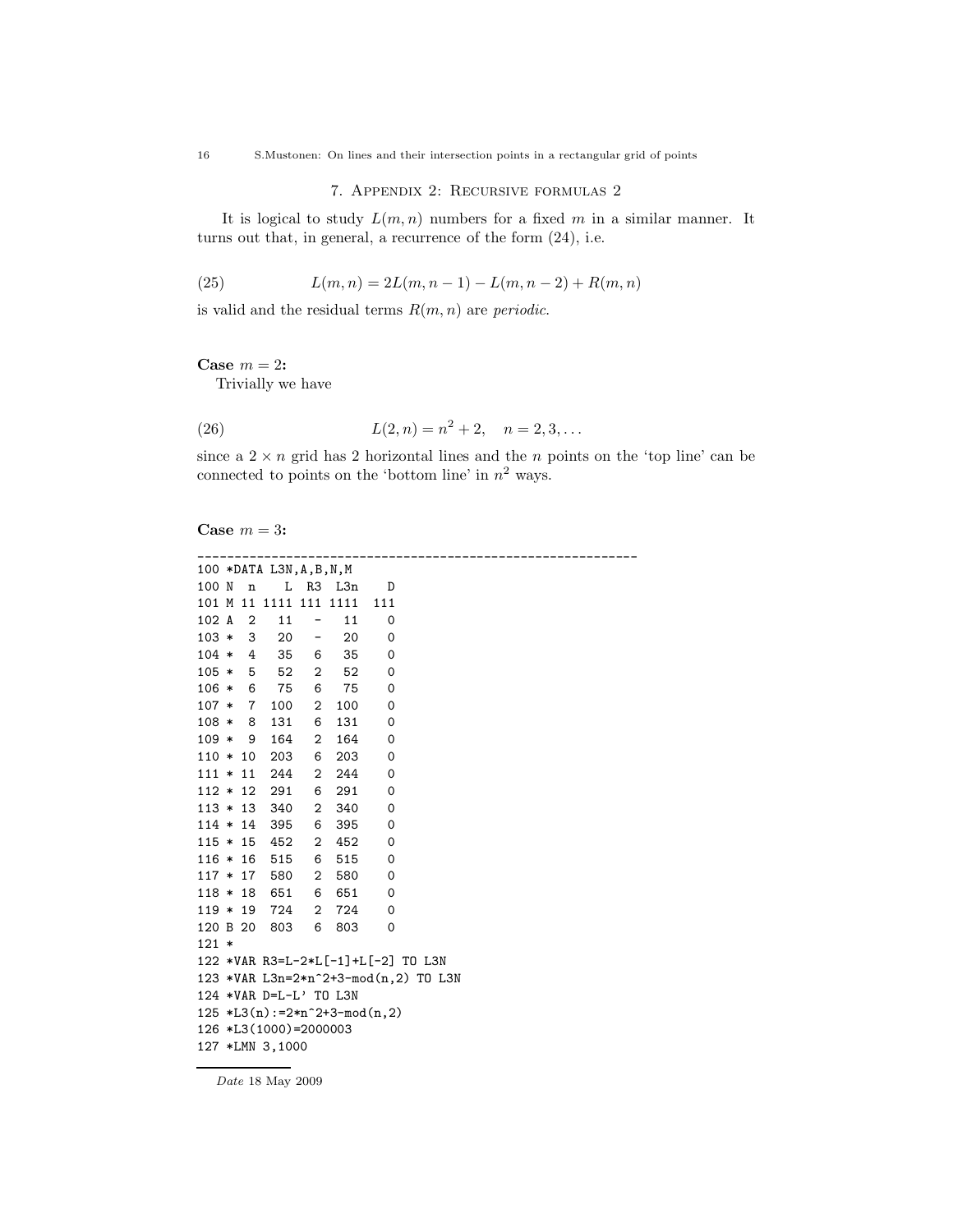## 7. Appendix 2: Recursive formulas 2

It is logical to study $L(m, n)$ numbers for a fixed $m$ in a similar manner. It turns out that, in general, a recurrence of the form (24), i.e.

$$L(m, n) = 2L(m, n-1) - L(m, n-2) + R(m, n) \tag{25}$$

is valid and the residual terms $R(m, n)$ are *periodic*.

**Case $m = 2$:**

Trivially we have

$$L(2, n) = n^2 + 2, \quad n = 2, 3, \ldots \tag{26}$$

since a $2 \times n$ grid has 2 horizontal lines and the $n$ points on the 'top line' can be connected to points on the 'bottom line' in $n^2$ ways.

**Case $m = 3$:**

```
____________________________________________________________
100 *DATA L3N,A,B,N,M
100 N  n    L  R3  L3n    D
101 M 11 1111 111 1111  111
102 A  2   11   -   11    0
103 *  3   20   -   20    0
104 *  4   35   6   35    0
105 *  5   52   2   52    0
106 *  6   75   6   75    0
107 *  7  100   2  100    0
108 *  8  131   6  131    0
109 *  9  164   2  164    0
110 * 10  203   6  203    0
111 * 11  244   2  244    0
112 * 12  291   6  291    0
113 * 13  340   2  340    0
114 * 14  395   6  395    0
115 * 15  452   2  452    0
116 * 16  515   6  515    0
117 * 17  580   2  580    0
118 * 18  651   6  651    0
119 * 19  724   2  724    0
120 B 20  803   6  803    0
121 *
122 *VAR R3=L-2*L[-1]+L[-2] TO L3N
123 *VAR L3n=2*n^2+3-mod(n,2) TO L3N
124 *VAR D=L-L' TO L3N
125 *L3(n):=2*n^2+3-mod(n,2)
126 *L3(1000)=2000003
127 *LMN 3,1000
```

*Date* 18 May 2009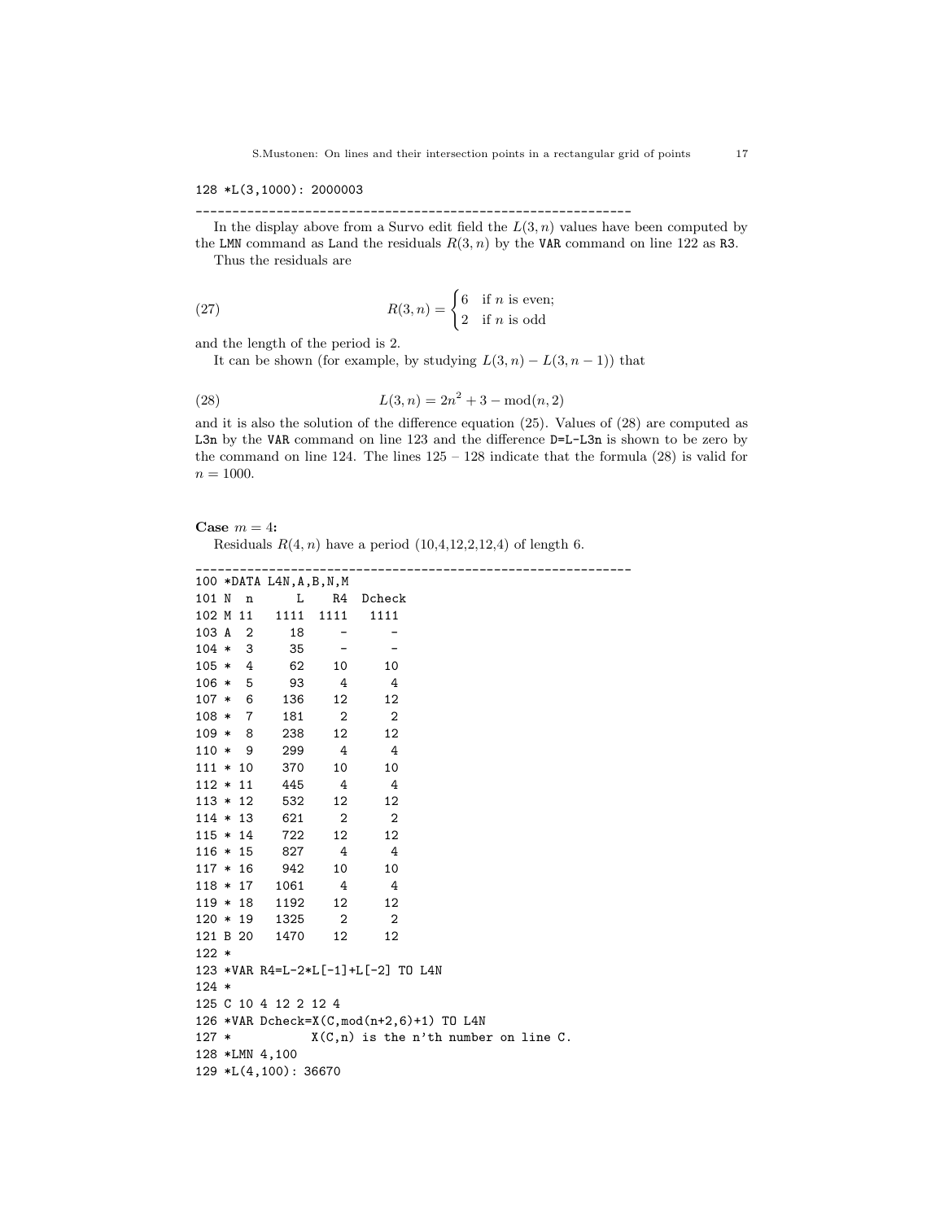```
128 *L(3,1000): 2000003
-------------------------------------------------------------
```

In the display above from a Survo edit field the $L(3, n)$ values have been computed by the `LMN` command as `L`and the residuals $R(3, n)$ by the `VAR` command on line 122 as `R3`.

Thus the residuals are

$$
R(3, n) = \begin{cases} 6 & \text{if } n \text{ is even;} \\ 2 & \text{if } n \text{ is odd} \end{cases} \tag{27}
$$

and the length of the period is 2.

It can be shown (for example, by studying $L(3, n) - L(3, n-1)$) that

$$
L(3, n) = 2n^2 + 3 - \mathrm{mod}(n, 2) \tag{28}
$$

and it is also the solution of the difference equation (25). Values of (28) are computed as `L3n` by the `VAR` command on line 123 and the difference `D=L-L3n` is shown to be zero by the command on line 124. The lines 125 – 128 indicate that the formula (28) is valid for $n = 1000$.

**Case** $m = 4$**:**

Residuals $R(4, n)$ have a period (10,4,12,2,12,4) of length 6.

```
-------------------------------------------------------------
100 *DATA L4N,A,B,N,M
101 N  n      L    R4  Dcheck
102 M 11   1111  1111   1111
103 A  2     18     -      -
104 *  3     35     -      -
105 *  4     62    10     10
106 *  5     93     4      4
107 *  6    136    12     12
108 *  7    181     2      2
109 *  8    238    12     12
110 *  9    299     4      4
111 * 10    370    10     10
112 * 11    445     4      4
113 * 12    532    12     12
114 * 13    621     2      2
115 * 14    722    12     12
116 * 15    827     4      4
117 * 16    942    10     10
118 * 17   1061     4      4
119 * 18   1192    12     12
120 * 19   1325     2      2
121 B 20   1470    12     12
122 *
123 *VAR R4=L-2*L[-1]+L[-2] TO L4N
124 *
125 C 10 4 12 2 12 4
126 *VAR Dcheck=X(C,mod(n+2,6)+1) TO L4N
127 *           X(C,n) is the n'th number on line C.
128 *LMN 4,100
129 *L(4,100): 36670
```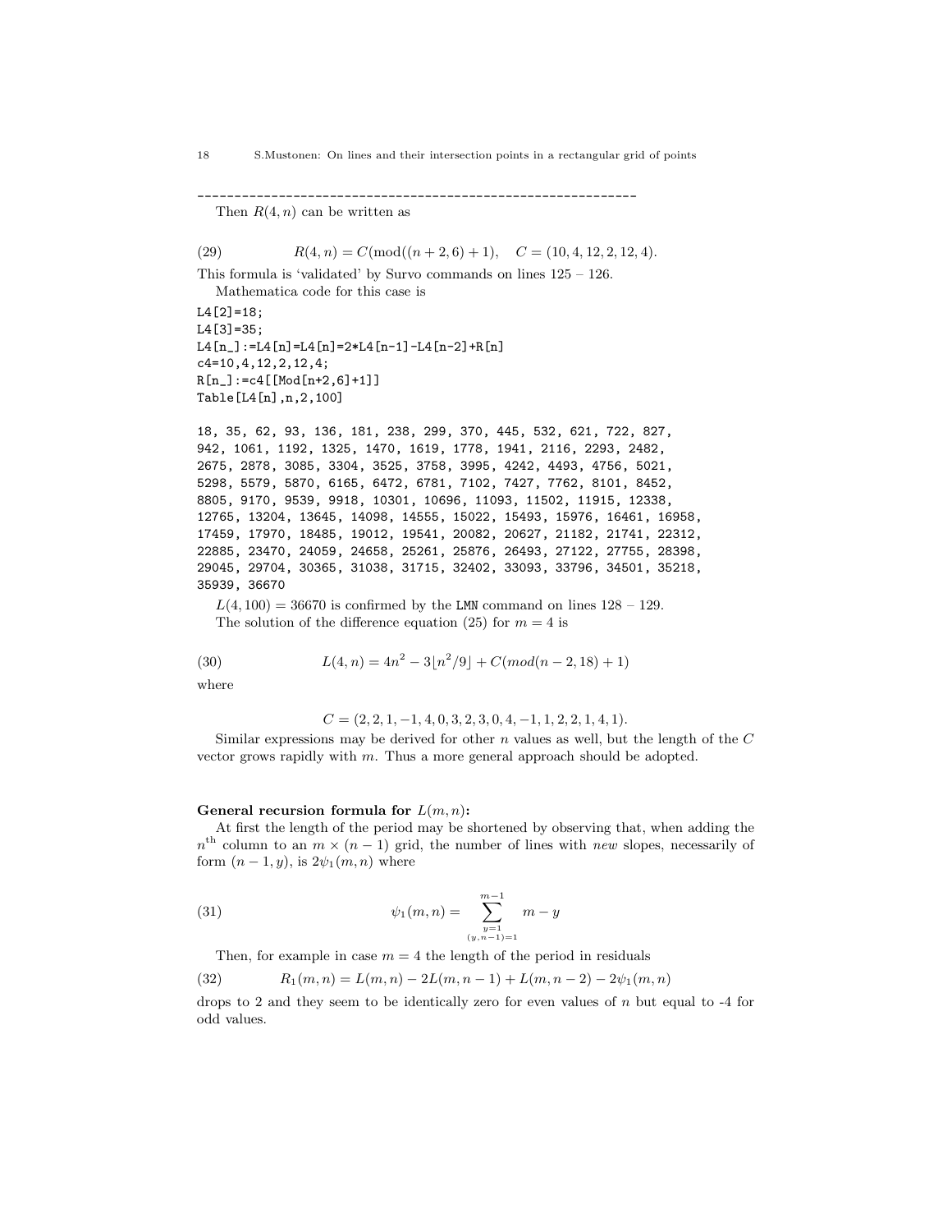---

Then $R(4, n)$ can be written as

$$R(4, n) = C(\text{mod}((n + 2, 6) + 1), \quad C = (10, 4, 12, 2, 12, 4). \tag{29}$$

This formula is 'validated' by Survo commands on lines 125 – 126.

Mathematica code for this case is

```
L4[2]=18;
L4[3]=35;
L4[n_]:=L4[n]=L4[n]=2*L4[n-1]-L4[n-2]+R[n]
c4=10,4,12,2,12,4;
R[n_]:=c4[[Mod[n+2,6]+1]]
Table[L4[n],n,2,100]
```

```
18, 35, 62, 93, 136, 181, 238, 299, 370, 445, 532, 621, 722, 827,
942, 1061, 1192, 1325, 1470, 1619, 1778, 1941, 2116, 2293, 2482,
2675, 2878, 3085, 3304, 3525, 3758, 3995, 4242, 4493, 4756, 5021,
5298, 5579, 5870, 6165, 6472, 6781, 7102, 7427, 7762, 8101, 8452,
8805, 9170, 9539, 9918, 10301, 10696, 11093, 11502, 11915, 12338,
12765, 13204, 13645, 14098, 14555, 15022, 15493, 15976, 16461, 16958,
17459, 17970, 18485, 19012, 19541, 20082, 20627, 21182, 21741, 22312,
22885, 23470, 24059, 24658, 25261, 25876, 26493, 27122, 27755, 28398,
29045, 29704, 30365, 31038, 31715, 32402, 33093, 33796, 34501, 35218,
35939, 36670
```

$L(4, 100) = 36670$ is confirmed by the LMN command on lines 128 – 129.

The solution of the difference equation (25) for $m = 4$ is

$$L(4, n) = 4n^2 - 3\lfloor n^2/9 \rfloor + C(mod(n - 2, 18) + 1) \tag{30}$$

where

$$C = (2, 2, 1, -1, 4, 0, 3, 2, 3, 0, 4, -1, 1, 2, 2, 1, 4, 1).$$

Similar expressions may be derived for other $n$ values as well, but the length of the $C$ vector grows rapidly with $m$. Thus a more general approach should be adopted.

**General recursion formula for $L(m, n)$:**

At first the length of the period may be shortened by observing that, when adding the $n^{\text{th}}$ column to an $m \times (n - 1)$ grid, the number of lines with *new* slopes, necessarily of form $(n - 1, y)$, is $2\psi_1(m, n)$ where

$$\psi_1(m, n) = \sum_{\substack{y=1 \\ (y, n-1)=1}}^{m-1} m - y \tag{31}$$

Then, for example in case $m = 4$ the length of the period in residuals

$$R_1(m, n) = L(m, n) - 2L(m, n - 1) + L(m, n - 2) - 2\psi_1(m, n) \tag{32}$$

drops to 2 and they seem to be identically zero for even values of $n$ but equal to -4 for odd values.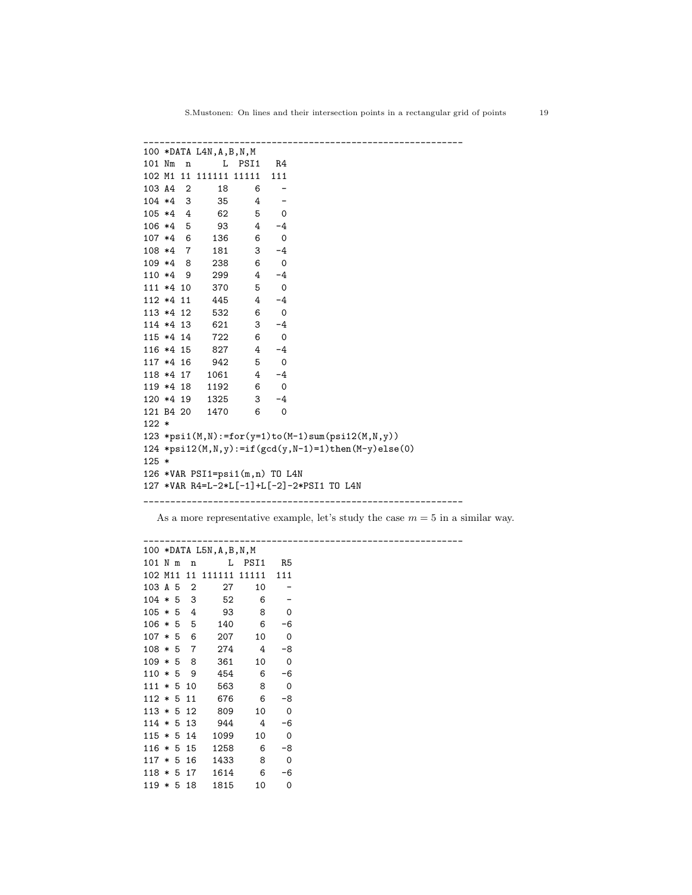```
____________________________________________________________
100 *DATA L4N,A,B,N,M
101 Nm  n       L  PSI1   R4
102 M1 11 111111 11111  111
103 A4  2      18     6    -
104 *4  3      35     4    -
105 *4  4      62     5    0
106 *4  5      93     4   -4
107 *4  6     136     6    0
108 *4  7     181     3   -4
109 *4  8     238     6    0
110 *4  9     299     4   -4
111 *4 10     370     5    0
112 *4 11     445     4   -4
113 *4 12     532     6    0
114 *4 13     621     3   -4
115 *4 14     722     6    0
116 *4 15     827     4   -4
117 *4 16     942     5    0
118 *4 17    1061     4   -4
119 *4 18    1192     6    0
120 *4 19    1325     3   -4
121 B4 20    1470     6    0
122 *
123 *psi1(M,N):=for(y=1)to(M-1)sum(psi12(M,N,y))
124 *psi12(M,N,y):=if(gcd(y,N-1)=1)then(M-y)else(0)
125 *
126 *VAR PSI1=psi1(m,n) TO L4N
127 *VAR R4=L-2*L[-1]+L[-2]-2*PSI1 TO L4N
____________________________________________________________
```

As a more representative example, let's study the case $m = 5$ in a similar way.

```
____________________________________________________________
100 *DATA L5N,A,B,N,M
101 N m  n       L  PSI1   R5
102 M11 11 111111 11111  111
103 A 5  2      27    10    -
104 * 5  3      52     6    -
105 * 5  4      93     8    0
106 * 5  5     140     6   -6
107 * 5  6     207    10    0
108 * 5  7     274     4   -8
109 * 5  8     361    10    0
110 * 5  9     454     6   -6
111 * 5 10     563     8    0
112 * 5 11     676     6   -8
113 * 5 12     809    10    0
114 * 5 13     944     4   -6
115 * 5 14    1099    10    0
116 * 5 15    1258     6   -8
117 * 5 16    1433     8    0
118 * 5 17    1614     6   -6
119 * 5 18    1815    10    0
```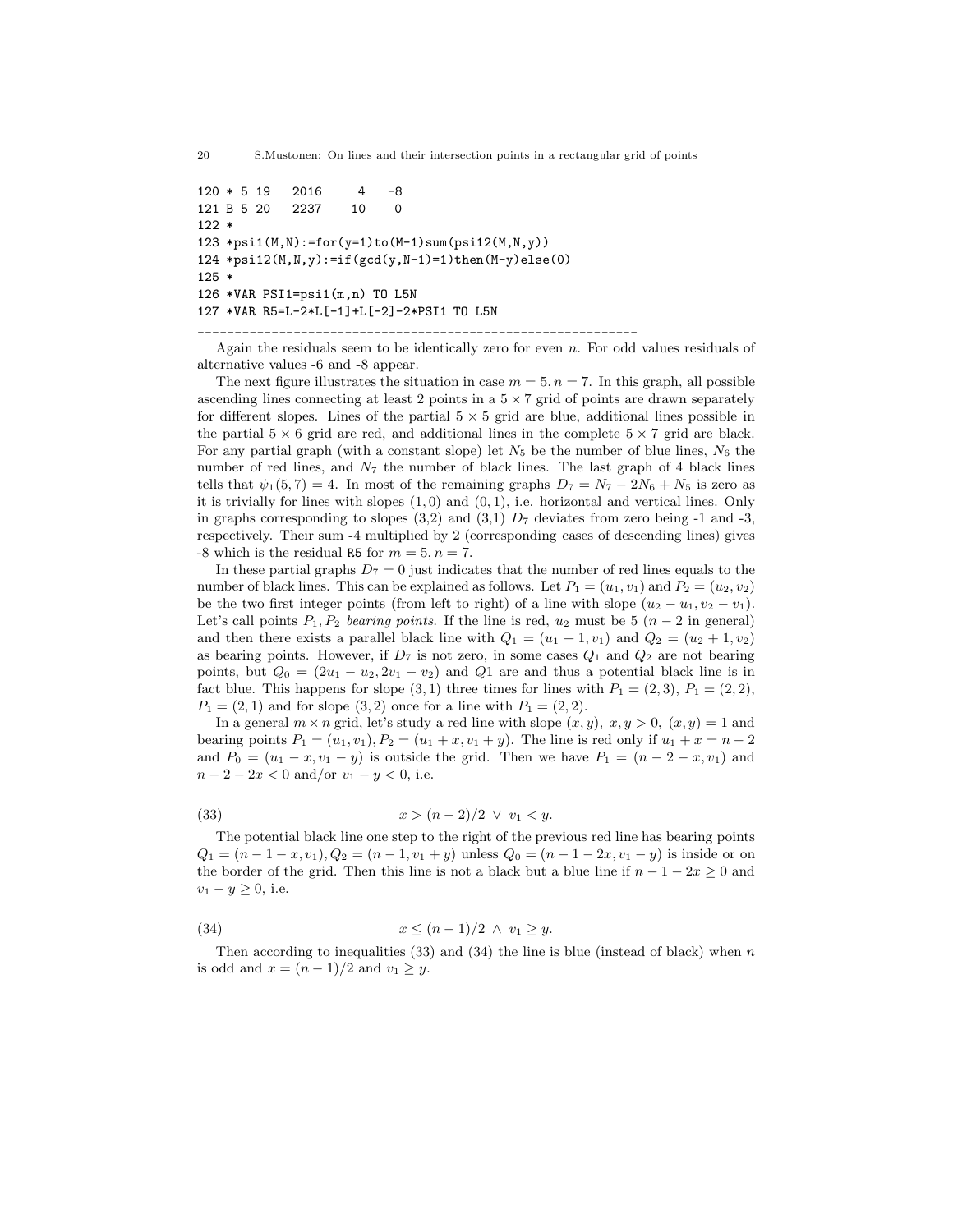```
120 * 5 19   2016     4   -8
121 B 5 20   2237    10    0
122 *
123 *psi1(M,N):=for(y=1)to(M-1)sum(psi12(M,N,y))
124 *psi12(M,N,y):=if(gcd(y,N-1)=1)then(M-y)else(0)
125 *
126 *VAR PSI1=psi1(m,n) TO L5N
127 *VAR R5=L-2*L[-1]+L[-2]-2*PSI1 TO L5N
---------------------------------------------------------------
```

Again the residuals seem to be identically zero for even $n$. For odd values residuals of alternative values -6 and -8 appear.

The next figure illustrates the situation in case $m = 5, n = 7$. In this graph, all possible ascending lines connecting at least 2 points in a $5 \times 7$ grid of points are drawn separately for different slopes. Lines of the partial $5 \times 5$ grid are blue, additional lines possible in the partial $5 \times 6$ grid are red, and additional lines in the complete $5 \times 7$ grid are black. For any partial graph (with a constant slope) let $N_5$ be the number of blue lines, $N_6$ the number of red lines, and $N_7$ the number of black lines. The last graph of 4 black lines tells that $\psi_1(5, 7) = 4$. In most of the remaining graphs $D_7 = N_7 - 2N_6 + N_5$ is zero as it is trivially for lines with slopes $(1, 0)$ and $(0, 1)$, i.e. horizontal and vertical lines. Only in graphs corresponding to slopes (3,2) and (3,1) $D_7$ deviates from zero being -1 and -3, respectively. Their sum -4 multiplied by 2 (corresponding cases of descending lines) gives -8 which is the residual `R5` for $m = 5, n = 7$.

In these partial graphs $D_7 = 0$ just indicates that the number of red lines equals to the number of black lines. This can be explained as follows. Let $P_1 = (u_1, v_1)$ and $P_2 = (u_2, v_2)$ be the two first integer points (from left to right) of a line with slope $(u_2 - u_1, v_2 - v_1)$. Let's call points $P_1, P_2$ *bearing points*. If the line is red, $u_2$ must be 5 ($n - 2$ in general) and then there exists a parallel black line with $Q_1 = (u_1 + 1, v_1)$ and $Q_2 = (u_2 + 1, v_2)$ as bearing points. However, if $D_7$ is not zero, in some cases $Q_1$ and $Q_2$ are not bearing points, but $Q_0 = (2u_1 - u_2, 2v_1 - v_2)$ and $Q1$ are and thus a potential black line is in fact blue. This happens for slope $(3, 1)$ three times for lines with $P_1 = (2, 3)$, $P_1 = (2, 2)$, $P_1 = (2, 1)$ and for slope $(3, 2)$ once for a line with $P_1 = (2, 2)$.

In a general $m \times n$ grid, let's study a red line with slope $(x, y)$, $x, y > 0$, $(x, y) = 1$ and bearing points $P_1 = (u_1, v_1), P_2 = (u_1 + x, v_1 + y)$. The line is red only if $u_1 + x = n - 2$ and $P_0 = (u_1 - x, v_1 - y)$ is outside the grid. Then we have $P_1 = (n - 2 - x, v_1)$ and $n - 2 - 2x < 0$ and/or $v_1 - y < 0$, i.e.

$$x > (n - 2)/2 \ \vee \ v_1 < y. \tag{33}$$

The potential black line one step to the right of the previous red line has bearing points $Q_1 = (n - 1 - x, v_1), Q_2 = (n - 1, v_1 + y)$ unless $Q_0 = (n - 1 - 2x, v_1 - y)$ is inside or on the border of the grid. Then this line is not a black but a blue line if $n - 1 - 2x \geq 0$ and $v_1 - y \geq 0$, i.e.

$$x \leq (n - 1)/2 \ \wedge \ v_1 \geq y. \tag{34}$$

Then according to inequalities (33) and (34) the line is blue (instead of black) when $n$ is odd and $x = (n - 1)/2$ and $v_1 \geq y$.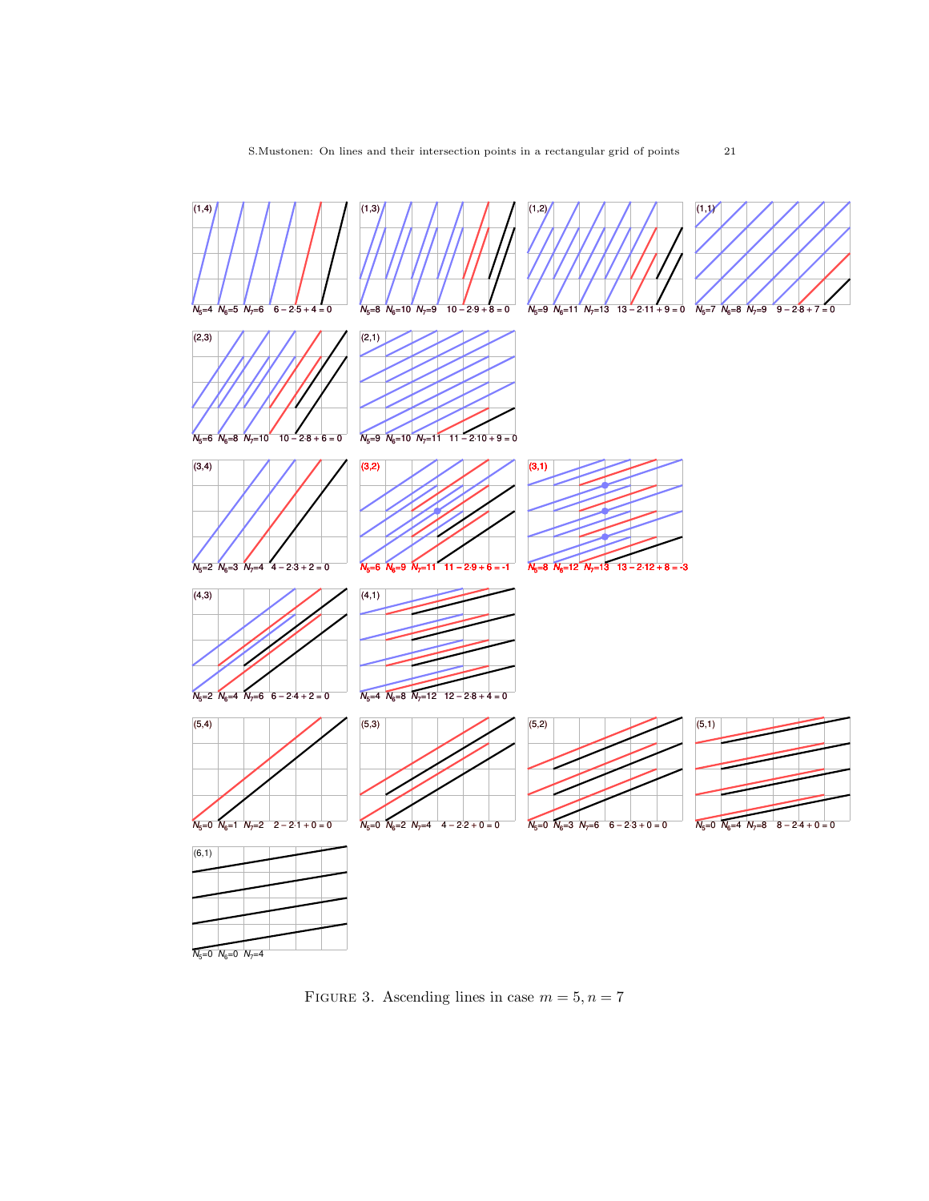| Panel | $N_5$ | $N_6$ | $N_7$ | Check |
| --- | --- | --- | --- | --- |
| (1,4) | 4 | 5 | 6 | $6-2\cdot5+4=0$ |
| (1,3) | 8 | 10 | 9 | $10-2\cdot9+8=0$ |
| (1,2) | 9 | 11 | 13 | $13-2\cdot11+9=0$ |
| (1,1) | 7 | 8 | 9 | $9-2\cdot8+7=0$ |
| (2,3) | 6 | 8 | 10 | $10-2\cdot8+6=0$ |
| (2,1) | 9 | 10 | 11 | $11-2\cdot10+9=0$ |
| (3,4) | 2 | 3 | 4 | $4-2\cdot3+2=0$ |
| (3,2) | 6 | 9 | 11 | $11-2\cdot9+6=-1$ |
| (3,1) | 8 | 12 | 13 | $13-2\cdot12+8=-3$ |
| (4,3) | 2 | 4 | 6 | $6-2\cdot4+2=0$ |
| (4,1) | 4 | 8 | 12 | $12-2\cdot8+4=0$ |
| (5,4) | 0 | 1 | 2 | $2-2\cdot1+0=0$ |
| (5,3) | 0 | 2 | 4 | $4-2\cdot2+0=0$ |
| (5,2) | 0 | 3 | 6 | $6-2\cdot3+0=0$ |
| (5,1) | 0 | 4 | 8 | $8-2\cdot4+0=0$ |
| (6,1) | 0 | 0 | 4 | |

Figure 3. Ascending lines in case $m = 5, n = 7$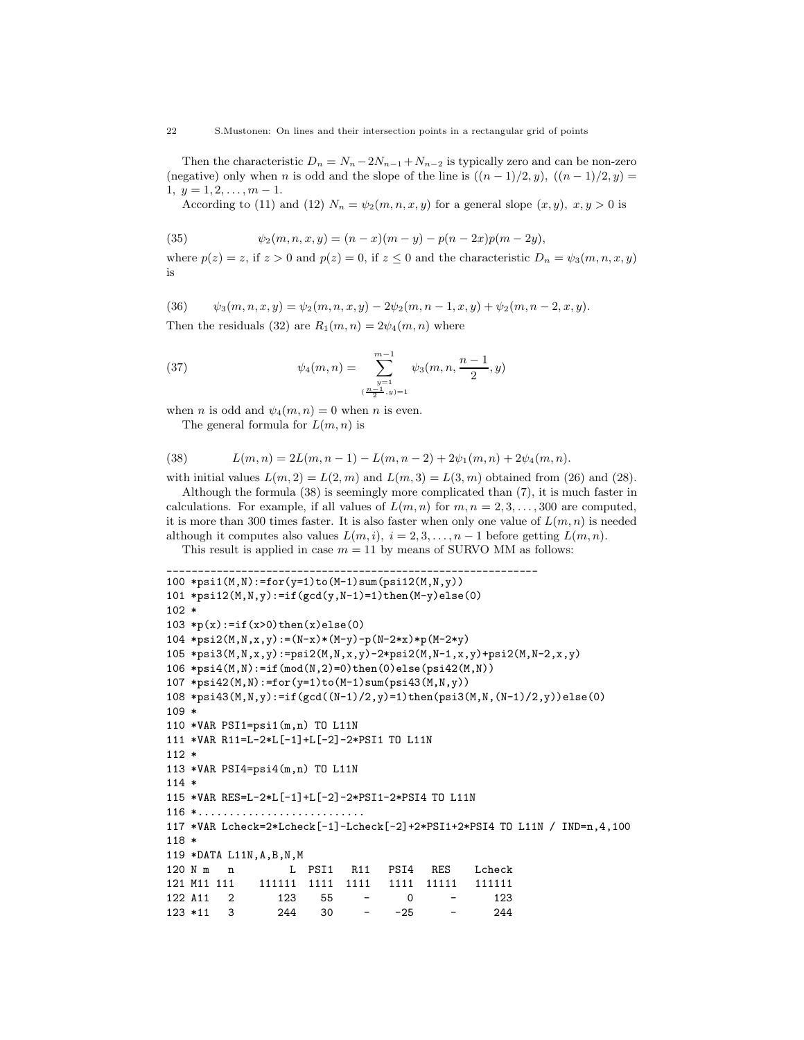Then the characteristic $D_n = N_n - 2N_{n-1} + N_{n-2}$ is typically zero and can be non-zero (negative) only when $n$ is odd and the slope of the line is $((n-1)/2, y)$, $((n-1)/2, y) = 1$, $y = 1, 2, \ldots, m-1$.

According to (11) and (12) $N_n = \psi_2(m, n, x, y)$ for a general slope $(x, y)$, $x, y > 0$ is

$$\psi_2(m, n, x, y) = (n - x)(m - y) - p(n - 2x)p(m - 2y), \tag{35}$$

where $p(z) = z$, if $z > 0$ and $p(z) = 0$, if $z \leq 0$ and the characteristic $D_n = \psi_3(m, n, x, y)$ is

$$\psi_3(m, n, x, y) = \psi_2(m, n, x, y) - 2\psi_2(m, n-1, x, y) + \psi_2(m, n-2, x, y). \tag{36}$$

Then the residuals (32) are $R_1(m, n) = 2\psi_4(m, n)$ where

$$\psi_4(m, n) = \sum_{\substack{y=1 \\ (\frac{n-1}{2}, y)=1}}^{m-1} \psi_3(m, n, \frac{n-1}{2}, y) \tag{37}$$

when $n$ is odd and $\psi_4(m, n) = 0$ when $n$ is even.

The general formula for $L(m, n)$ is

$$L(m, n) = 2L(m, n-1) - L(m, n-2) + 2\psi_1(m, n) + 2\psi_4(m, n). \tag{38}$$

with initial values $L(m, 2) = L(2, m)$ and $L(m, 3) = L(3, m)$ obtained from (26) and (28).

Although the formula (38) is seemingly more complicated than (7), it is much faster in calculations. For example, if all values of $L(m, n)$ for $m, n = 2, 3, \ldots, 300$ are computed, it is more than 300 times faster. It is also faster when only one value of $L(m, n)$ is needed although it computes also values $L(m, i)$, $i = 2, 3, \ldots, n-1$ before getting $L(m, n)$.

This result is applied in case $m = 11$ by means of SURVO MM as follows:

```
_______________________________________________________________
100 *psi1(M,N):=for(y=1)to(M-1)sum(psi12(M,N,y))
101 *psi12(M,N,y):=if(gcd(y,N-1)=1)then(M-y)else(0)
102 *
103 *p(x):=if(x>0)then(x)else(0)
104 *psi2(M,N,x,y):=(N-x)*(M-y)-p(N-2*x)*p(M-2*y)
105 *psi3(M,N,x,y):=psi2(M,N,x,y)-2*psi2(M,N-1,x,y)+psi2(M,N-2,x,y)
106 *psi4(M,N):=if(mod(N,2)=0)then(0)else(psi42(M,N))
107 *psi42(M,N):=for(y=1)to(M-1)sum(psi43(M,N,y))
108 *psi43(M,N,y):=if(gcd((N-1)/2,y)=1)then(psi3(M,N,(N-1)/2,y))else(0)
109 *
110 *VAR PSI1=psi1(m,n) TO L11N
111 *VAR R11=L-2*L[-1]+L[-2]-2*PSI1 TO L11N
112 *
113 *VAR PSI4=psi4(m,n) TO L11N
114 *
115 *VAR RES=L-2*L[-1]+L[-2]-2*PSI1-2*PSI4 TO L11N
116 *..........................
117 *VAR Lcheck=2*Lcheck[-1]-Lcheck[-2]+2*PSI1+2*PSI4 TO L11N / IND=n,4,100
118 *
119 *DATA L11N,A,B,N,M
120 N m   n         L  PSI1   R11   PSI4   RES    Lcheck
121 M11 111    111111  1111  1111   1111  11111   111111
122 A11   2       123    55     -      0      -      123
123 *11   3       244    30     -    -25      -      244
```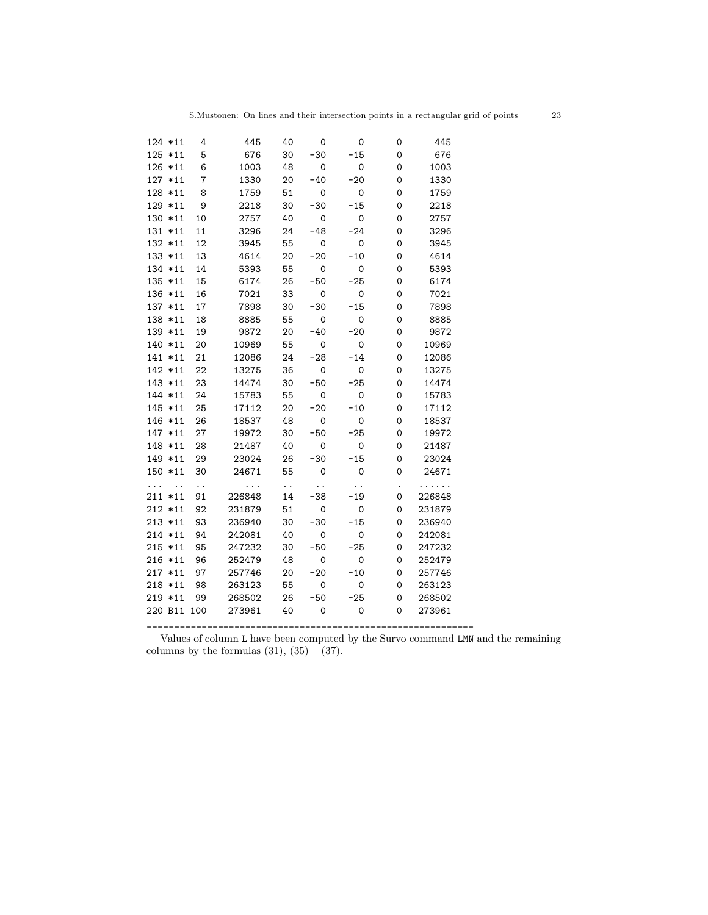```
124 *11    4      445   40    0     0     0      445
125 *11    5      676   30  -30   -15     0      676
126 *11    6     1003   48    0     0     0     1003
127 *11    7     1330   20  -40   -20     0     1330
128 *11    8     1759   51    0     0     0     1759
129 *11    9     2218   30  -30   -15     0     2218
130 *11   10     2757   40    0     0     0     2757
131 *11   11     3296   24  -48   -24     0     3296
132 *11   12     3945   55    0     0     0     3945
133 *11   13     4614   20  -20   -10     0     4614
134 *11   14     5393   55    0     0     0     5393
135 *11   15     6174   26  -50   -25     0     6174
136 *11   16     7021   33    0     0     0     7021
137 *11   17     7898   30  -30   -15     0     7898
138 *11   18     8885   55    0     0     0     8885
139 *11   19     9872   20  -40   -20     0     9872
140 *11   20    10969   55    0     0     0    10969
141 *11   21    12086   24  -28   -14     0    12086
142 *11   22    13275   36    0     0     0    13275
143 *11   23    14474   30  -50   -25     0    14474
144 *11   24    15783   55    0     0     0    15783
145 *11   25    17112   20  -20   -10     0    17112
146 *11   26    18537   48    0     0     0    18537
147 *11   27    19972   30  -50   -25     0    19972
148 *11   28    21487   40    0     0     0    21487
149 *11   29    23024   26  -30   -15     0    23024
150 *11   30    24671   55    0     0     0    24671
... ..   ..      ...   ..   ..    ..     .   ......
211 *11   91   226848   14  -38   -19     0   226848
212 *11   92   231879   51    0     0     0   231879
213 *11   93   236940   30  -30   -15     0   236940
214 *11   94   242081   40    0     0     0   242081
215 *11   95   247232   30  -50   -25     0   247232
216 *11   96   252479   48    0     0     0   252479
217 *11   97   257746   20  -20   -10     0   257746
218 *11   98   263123   55    0     0     0   263123
219 *11   99   268502   26  -50   -25     0   268502
220 B11 100   273961   40    0     0     0   273961
------------------------------------------------------------
```

Values of column L have been computed by the Survo command LMN and the remaining columns by the formulas (31), (35) – (37).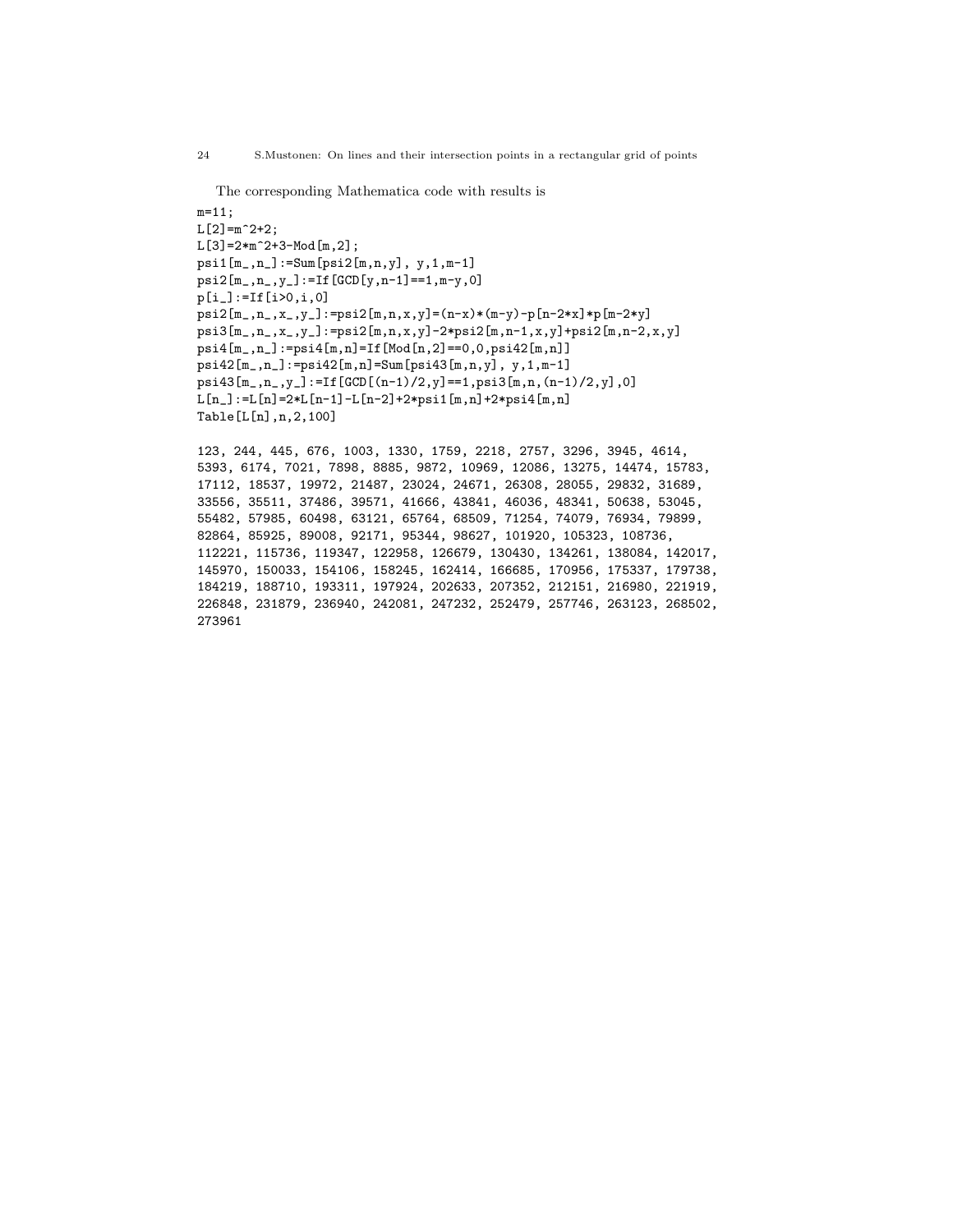The corresponding Mathematica code with results is

```
m=11;
L[2]=m^2+2;
L[3]=2*m^2+3-Mod[m,2];
psi1[m_,n_]:=Sum[psi2[m,n,y], y,1,m-1]
psi2[m_,n_,y_]:=If[GCD[y,n-1]==1,m-y,0]
p[i_]:=If[i>0,i,0]
psi2[m_,n_,x_,y_]:=psi2[m,n,x,y]=(n-x)*(m-y)-p[n-2*x]*p[m-2*y]
psi3[m_,n_,x_,y_]:=psi2[m,n,x,y]-2*psi2[m,n-1,x,y]+psi2[m,n-2,x,y]
psi4[m_,n_]:=psi4[m,n]=If[Mod[n,2]==0,0,psi42[m,n]]
psi42[m_,n_]:=psi42[m,n]=Sum[psi43[m,n,y], y,1,m-1]
psi43[m_,n_,y_]:=If[GCD[(n-1)/2,y]==1,psi3[m,n,(n-1)/2,y],0]
L[n_]:=L[n]=2*L[n-1]-L[n-2]+2*psi1[m,n]+2*psi4[m,n]
Table[L[n],n,2,100]
```

```
123, 244, 445, 676, 1003, 1330, 1759, 2218, 2757, 3296, 3945, 4614,
5393, 6174, 7021, 7898, 8885, 9872, 10969, 12086, 13275, 14474, 15783,
17112, 18537, 19972, 21487, 23024, 24671, 26308, 28055, 29832, 31689,
33556, 35511, 37486, 39571, 41666, 43841, 46036, 48341, 50638, 53045,
55482, 57985, 60498, 63121, 65764, 68509, 71254, 74079, 76934, 79899,
82864, 85925, 89008, 92171, 95344, 98627, 101920, 105323, 108736,
112221, 115736, 119347, 122958, 126679, 130430, 134261, 138084, 142017,
145970, 150033, 154106, 158245, 162414, 166685, 170956, 175337, 179738,
184219, 188710, 193311, 197924, 202633, 207352, 212151, 216980, 221919,
226848, 231879, 236940, 242081, 247232, 252479, 257746, 263123, 268502,
273961
```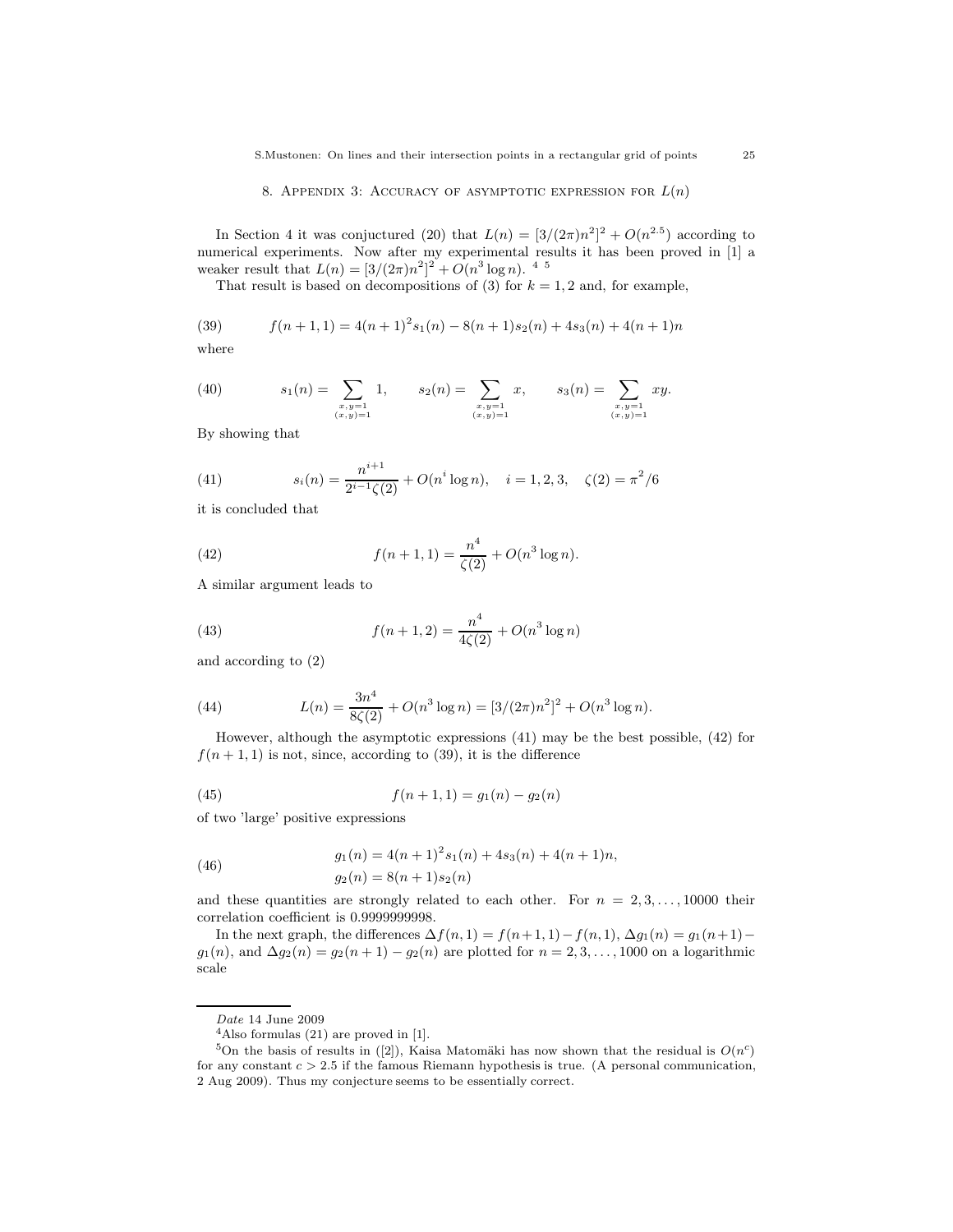## 8. Appendix 3: Accuracy of asymptotic expression for $L(n)$

In Section 4 it was conjuctured (20) that $L(n) = [3/(2\pi)n^2]^2 + O(n^{2.5})$ according to numerical experiments. Now after my experimental results it has been proved in [1] a weaker result that $L(n) = [3/(2\pi)n^2]^2 + O(n^3 \log n)$. [4] [5]

That result is based on decompositions of (3) for $k = 1, 2$ and, for example,

$$f(n+1,1) = 4(n+1)^2 s_1(n) - 8(n+1)s_2(n) + 4s_3(n) + 4(n+1)n \tag{39}$$

where

$$s_1(n) = \sum_{\substack{x,y=1 \\ (x,y)=1}} 1, \qquad s_2(n) = \sum_{\substack{x,y=1 \\ (x,y)=1}} x, \qquad s_3(n) = \sum_{\substack{x,y=1 \\ (x,y)=1}} xy. \tag{40}$$

By showing that

$$s_i(n) = \frac{n^{i+1}}{2^{i-1}\zeta(2)} + O(n^i \log n), \quad i = 1, 2, 3, \quad \zeta(2) = \pi^2/6 \tag{41}$$

it is concluded that

$$f(n+1,1) = \frac{n^4}{\zeta(2)} + O(n^3 \log n). \tag{42}$$

A similar argument leads to

$$f(n+1,2) = \frac{n^4}{4\zeta(2)} + O(n^3 \log n) \tag{43}$$

and according to (2)

$$L(n) = \frac{3n^4}{8\zeta(2)} + O(n^3 \log n) = [3/(2\pi)n^2]^2 + O(n^3 \log n). \tag{44}$$

However, although the asymptotic expressions (41) may be the best possible, (42) for $f(n+1,1)$ is not, since, according to (39), it is the difference

$$f(n+1,1) = g_1(n) - g_2(n) \tag{45}$$

of two 'large' positive expressions

$$\begin{aligned} g_1(n) &= 4(n+1)^2 s_1(n) + 4s_3(n) + 4(n+1)n, \\ g_2(n) &= 8(n+1)s_2(n) \end{aligned} \tag{46}$$

and these quantities are strongly related to each other. For $n = 2, 3, \ldots, 10000$ their correlation coefficient is 0.9999999998.

In the next graph, the differences $\Delta f(n,1) = f(n+1,1) - f(n,1)$, $\Delta g_1(n) = g_1(n+1) - g_1(n)$, and $\Delta g_2(n) = g_2(n+1) - g_2(n)$ are plotted for $n = 2, 3, \ldots, 1000$ on a logarithmic scale

---

*Date* 14 June 2009

[4] Also formulas (21) are proved in [1].

[5] On the basis of results in ([2]), Kaisa Matomäki has now shown that the residual is $O(n^c)$ for any constant $c > 2.5$ if the famous Riemann hypothesis is true. (A personal communication, 2 Aug 2009). Thus my conjecture seems to be essentially correct.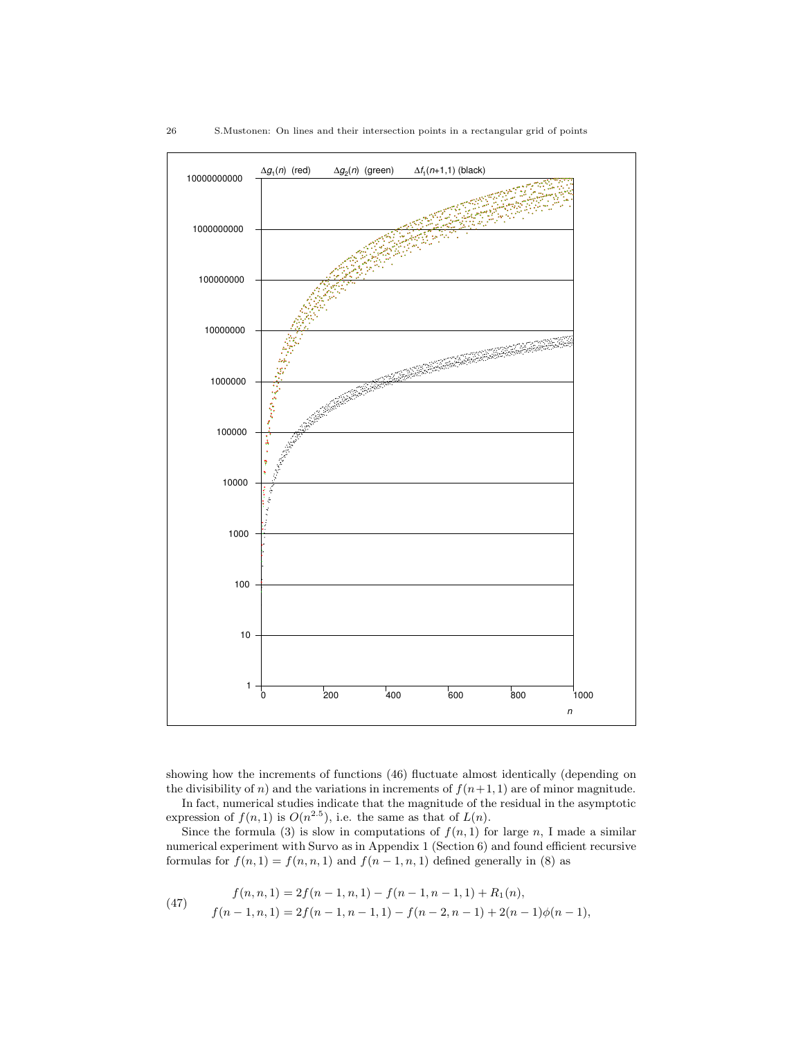showing how the increments of functions (46) fluctuate almost identically (depending on the divisibility of $n$) and the variations in increments of $f(n+1,1)$ are of minor magnitude.

In fact, numerical studies indicate that the magnitude of the residual in the asymptotic expression of $f(n,1)$ is $O(n^{2.5})$, i.e. the same as that of $L(n)$.

Since the formula (3) is slow in computations of $f(n,1)$ for large $n$, I made a similar numerical experiment with Survo as in Appendix 1 (Section 6) and found efficient recursive formulas for $f(n,1) = f(n,n,1)$ and $f(n-1,n,1)$ defined generally in (8) as

$$
(47) \qquad
\begin{aligned}
f(n,n,1) &= 2f(n-1,n,1) - f(n-1,n-1,1) + R_1(n),\\
f(n-1,n,1) &= 2f(n-1,n-1,1) - f(n-2,n-1) + 2(n-1)\phi(n-1),
\end{aligned}
$$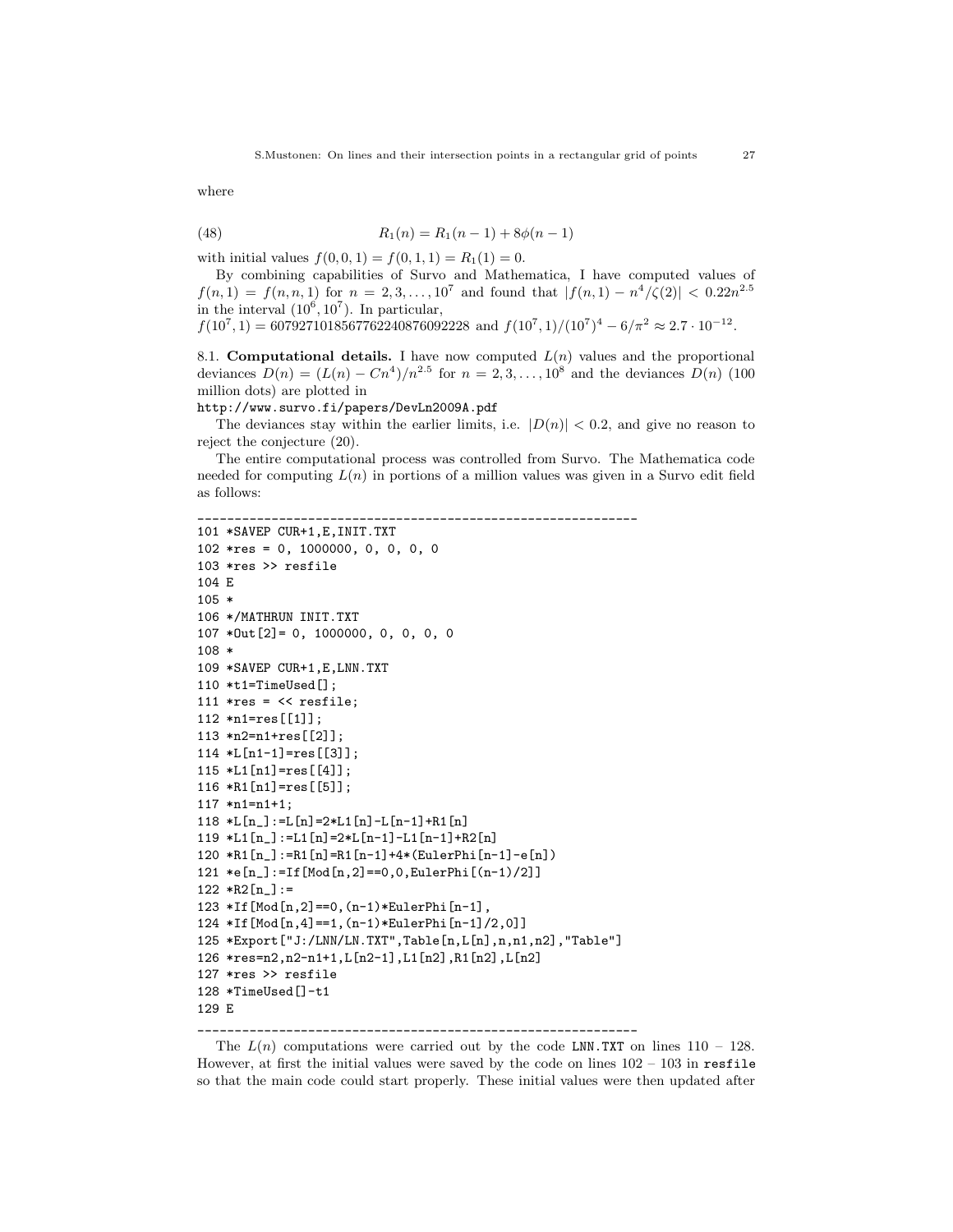where

$$R_1(n) = R_1(n-1) + 8\phi(n-1) \tag{48}$$

with initial values $f(0,0,1) = f(0,1,1) = R_1(1) = 0$.

By combining capabilities of Survo and Mathematica, I have computed values of $f(n,1) = f(n,n,1)$ for $n = 2,3,\ldots,10^7$ and found that $|f(n,1) - n^4/\zeta(2)| < 0.22n^{2.5}$ in the interval $(10^6, 10^7)$. In particular,
$f(10^7,1) = 6079271018567762240876092228$ and $f(10^7,1)/(10^7)^4 - 6/\pi^2 \approx 2.7 \cdot 10^{-12}$.

8.1. **Computational details.** I have now computed $L(n)$ values and the proportional deviances $D(n) = (L(n) - Cn^4)/n^{2.5}$ for $n = 2,3,\ldots,10^8$ and the deviances $D(n)$ (100 million dots) are plotted in
`http://www.survo.fi/papers/DevLn2009A.pdf`

The deviances stay within the earlier limits, i.e. $|D(n)| < 0.2$, and give no reason to reject the conjecture (20).

The entire computational process was controlled from Survo. The Mathematica code needed for computing $L(n)$ in portions of a million values was given in a Survo edit field as follows:

```
____________________________________________________________
101 *SAVEP CUR+1,E,INIT.TXT
102 *res = 0, 1000000, 0, 0, 0, 0
103 *res >> resfile
104 E
105 *
106 */MATHRUN INIT.TXT
107 *Out[2]= 0, 1000000, 0, 0, 0, 0
108 *
109 *SAVEP CUR+1,E,LNN.TXT
110 *t1=TimeUsed[];
111 *res = << resfile;
112 *n1=res[[1]];
113 *n2=n1+res[[2]];
114 *L[n1-1]=res[[3]];
115 *L1[n1]=res[[4]];
116 *R1[n1]=res[[5]];
117 *n1=n1+1;
118 *L[n_]:=L[n]=2*L1[n]-L[n-1]+R1[n]
119 *L1[n_]:=L1[n]=2*L[n-1]-L1[n-1]+R2[n]
120 *R1[n_]:=R1[n]=R1[n-1]+4*(EulerPhi[n-1]-e[n])
121 *e[n_]:=If[Mod[n,2]==0,0,EulerPhi[(n-1)/2]]
122 *R2[n_]:=
123 *If[Mod[n,2]==0,(n-1)*EulerPhi[n-1],
124 *If[Mod[n,4]==1,(n-1)*EulerPhi[n-1]/2,0]]
125 *Export["J:/LNN/LN.TXT",Table[n,L[n],n,n1,n2],"Table"]
126 *res=n2,n2-n1+1,L[n2-1],L1[n2],R1[n2],L[n2]
127 *res >> resfile
128 *TimeUsed[]-t1
129 E
____________________________________________________________
```

The $L(n)$ computations were carried out by the code `LNN.TXT` on lines 110 – 128. However, at first the initial values were saved by the code on lines 102 – 103 in `resfile` so that the main code could start properly. These initial values were then updated after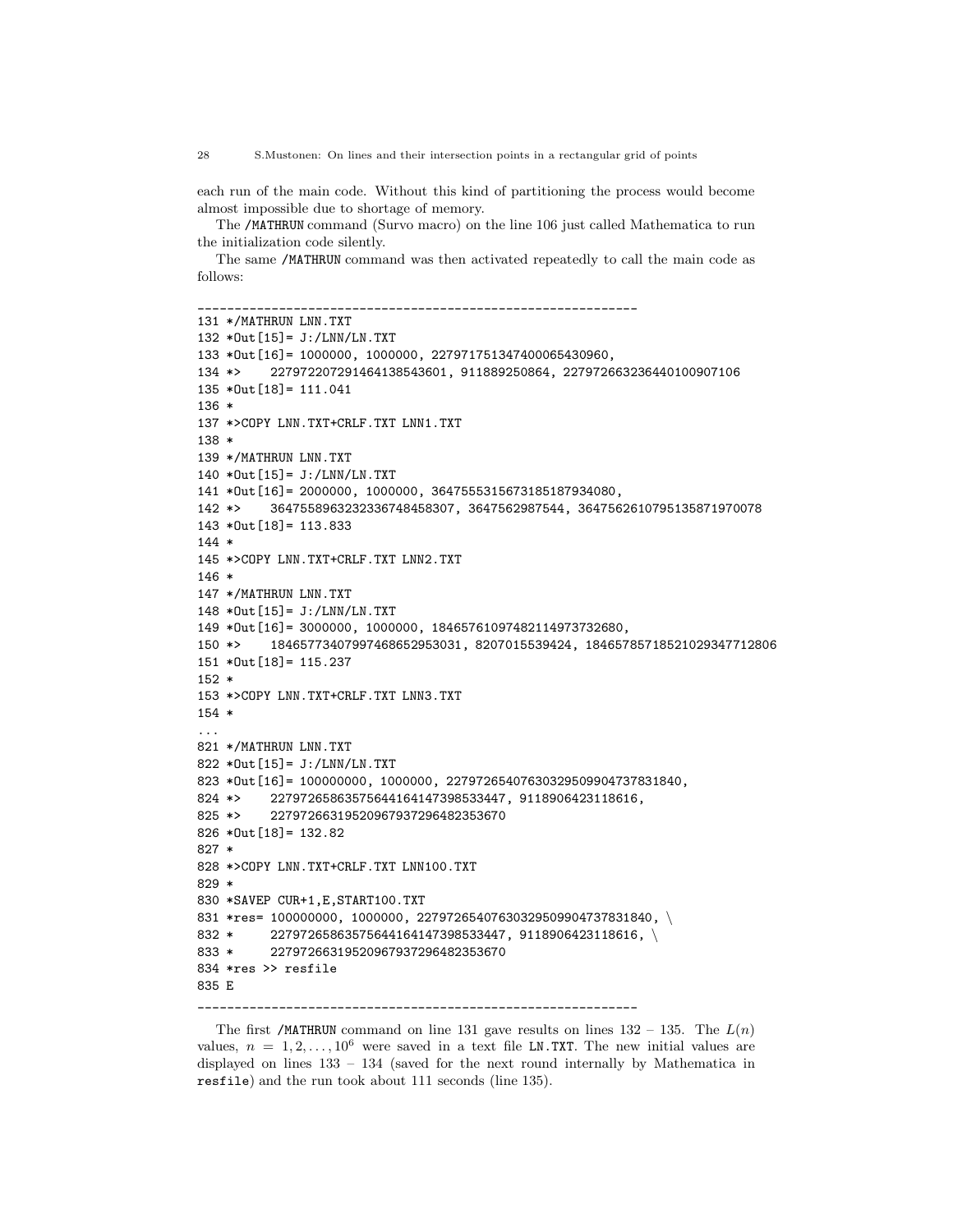each run of the main code. Without this kind of partitioning the process would become almost impossible due to shortage of memory.

The /MATHRUN command (Survo macro) on the line 106 just called Mathematica to run the initialization code silently.

The same /MATHRUN command was then activated repeatedly to call the main code as follows:

```
____________________________________________________________
131 */MATHRUN LNN.TXT
132 *Out[15]= J:/LNN/LN.TXT
133 *Out[16]= 1000000, 1000000, 227971751347400065430960,
134 *>     227972207291464138543601, 911889250864, 227972663236440100907106
135 *Out[18]= 111.041
136 *
137 *>COPY LNN.TXT+CRLF.TXT LNN1.TXT
138 *
139 */MATHRUN LNN.TXT
140 *Out[15]= J:/LNN/LN.TXT
141 *Out[16]= 2000000, 1000000, 3647555315673185187934080,
142 *>     3647558963232336748458307, 3647562987544, 3647562610795135871970078
143 *Out[18]= 113.833
144 *
145 *>COPY LNN.TXT+CRLF.TXT LNN2.TXT
146 *
147 */MATHRUN LNN.TXT
148 *Out[15]= J:/LNN/LN.TXT
149 *Out[16]= 3000000, 1000000, 18465761097482114973732680,
150 *>     18465773407997468652953031, 8207015539424, 18465785718521029347712806
151 *Out[18]= 115.237
152 *
153 *>COPY LNN.TXT+CRLF.TXT LNN3.TXT
154 *
...
821 */MATHRUN LNN.TXT
822 *Out[15]= J:/LNN/LN.TXT
823 *Out[16]= 100000000, 1000000, 22797265407630329509904737831840,
824 *>     22797265863575644164147398533447, 9118906423118616,
825 *>     22797266319520967937296482353670
826 *Out[18]= 132.82
827 *
828 *>COPY LNN.TXT+CRLF.TXT LNN100.TXT
829 *
830 *SAVEP CUR+1,E,START100.TXT
831 *res= 100000000, 1000000, 22797265407630329509904737831840, \
832 *      22797265863575644164147398533447, 9118906423118616, \
833 *      22797266319520967937296482353670
834 *res >> resfile
835 E
____________________________________________________________
```

The first /MATHRUN command on line 131 gave results on lines 132 – 135. The $L(n)$ values, $n = 1, 2, \ldots, 10^6$ were saved in a text file LN.TXT. The new initial values are displayed on lines 133 – 134 (saved for the next round internally by Mathematica in resfile) and the run took about 111 seconds (line 135).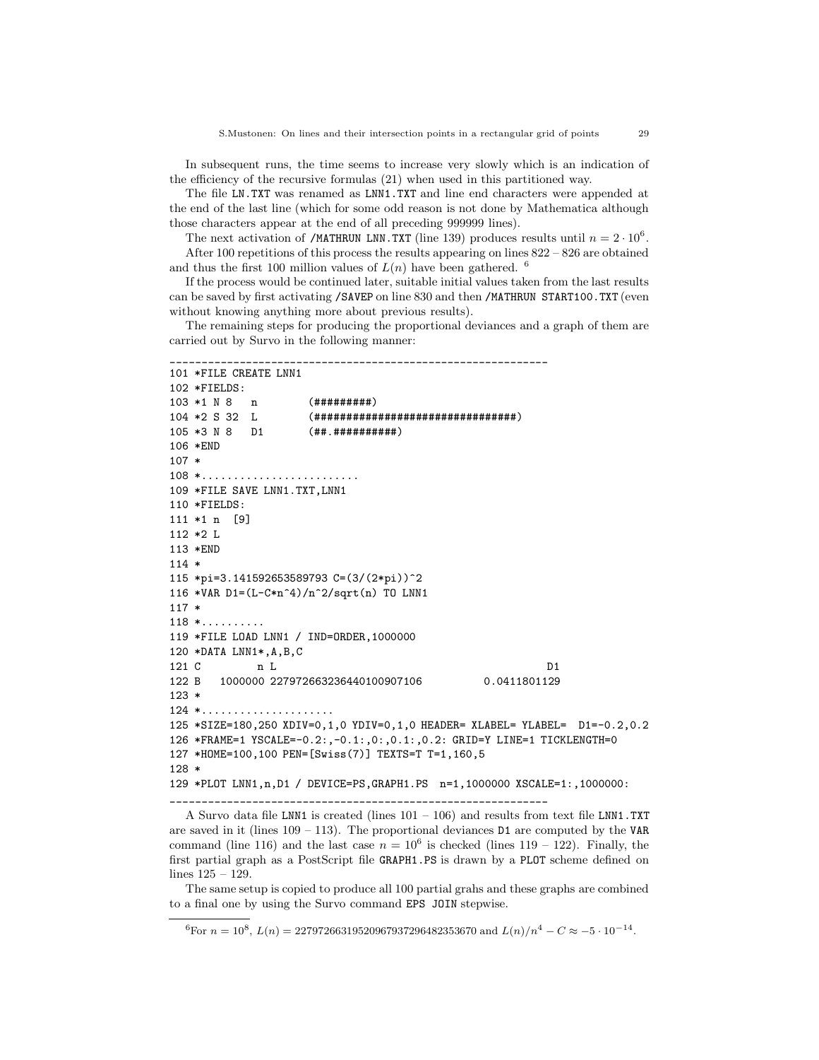In subsequent runs, the time seems to increase very slowly which is an indication of the efficiency of the recursive formulas (21) when used in this partitioned way.

The file `LN.TXT` was renamed as `LNN1.TXT` and line end characters were appended at the end of the last line (which for some odd reason is not done by Mathematica although those characters appear at the end of all preceding 999999 lines).

The next activation of `/MATHRUN LNN.TXT` (line 139) produces results until $n = 2 \cdot 10^6$.

After 100 repetitions of this process the results appearing on lines 822 – 826 are obtained and thus the first 100 million values of $L(n)$ have been gathered. [6]

If the process would be continued later, suitable initial values taken from the last results can be saved by first activating `/SAVEP` on line 830 and then `/MATHRUN START100.TXT` (even without knowing anything more about previous results).

The remaining steps for producing the proportional deviances and a graph of them are carried out by Survo in the following manner:

```
____________________________________________________________
101 *FILE CREATE LNN1
102 *FIELDS:
103 *1 N 8   n        (#########)
104 *2 S 32  L        (################################)
105 *3 N 8   D1       (##.##########)
106 *END
107 *
108 *.........................
109 *FILE SAVE LNN1.TXT,LNN1
110 *FIELDS:
111 *1 n  [9]
112 *2 L
113 *END
114 *
115 *pi=3.141592653589793 C=(3/(2*pi))^2
116 *VAR D1=(L-C*n^4)/n^2/sqrt(n) TO LNN1
117 *
118 *..........
119 *FILE LOAD LNN1 / IND=ORDER,1000000
120 *DATA LNN1*,A,B,C
121 C         n L                                        D1
122 B   1000000 2279726632364401009071 06          0.0411801129
123 *
124 *.....................
125 *SIZE=180,250 XDIV=0,1,0 YDIV=0,1,0 HEADER= XLABEL= YLABEL=  D1=-0.2,0.2
126 *FRAME=1 YSCALE=-0.2:,-0.1:,0:,0.1:,0.2: GRID=Y LINE=1 TICKLENGTH=0
127 *HOME=100,100 PEN=[Swiss(7)] TEXTS=T T=1,160,5
128 *
129 *PLOT LNN1,n,D1 / DEVICE=PS,GRAPH1.PS  n=1,1000000 XSCALE=1:,1000000:
____________________________________________________________
```

A Survo data file `LNN1` is created (lines 101 – 106) and results from text file `LNN1.TXT` are saved in it (lines 109 – 113). The proportional deviances `D1` are computed by the `VAR` command (line 116) and the last case $n = 10^6$ is checked (lines 119 – 122). Finally, the first partial graph as a PostScript file `GRAPH1.PS` is drawn by a `PLOT` scheme defined on lines 125 – 129.

The same setup is copied to produce all 100 partial grahs and these graphs are combined to a final one by using the Survo command `EPS JOIN` stepwise.

---

[6] For $n = 10^8$, $L(n) = 22797266319520967937296482353670$ and $L(n)/n^4 - C \approx -5 \cdot 10^{-14}$.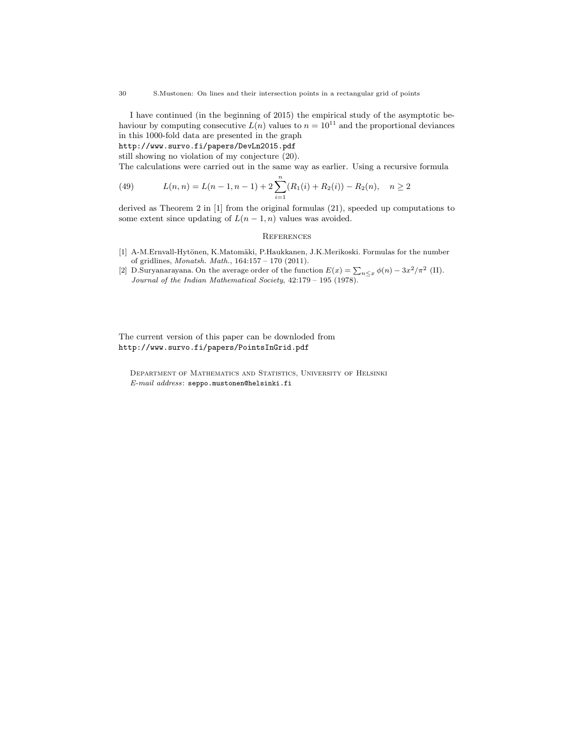I have continued (in the beginning of 2015) the empirical study of the asymptotic behaviour by computing consecutive $L(n)$ values to $n = 10^{11}$ and the proportional deviances in this 1000-fold data are presented in the graph
`http://www.survo.fi/papers/DevLn2015.pdf`
still showing no violation of my conjecture (20).
The calculations were carried out in the same way as earlier. Using a recursive formula

$$L(n,n) = L(n-1,n-1) + 2\sum_{i=1}^{n}(R_1(i) + R_2(i)) - R_2(n), \quad n \geq 2 \tag{49}$$

derived as Theorem 2 in [1] from the original formulas (21), speeded up computations to some extent since updating of $L(n-1,n)$ values was avoided.

## References

[1] A-M.Ernvall-Hytönen, K.Matomäki, P.Haukkanen, J.K.Merikoski. Formulas for the number of gridlines, *Monatsh. Math.*, 164:157 – 170 (2011).

[2] D.Suryanarayana. On the average order of the function $E(x) = \sum_{n \leq x} \phi(n) - 3x^2/\pi^2$ (II). *Journal of the Indian Mathematical Society*, 42:179 – 195 (1978).

The current version of this paper can be downloaded from
`http://www.survo.fi/papers/PointsInGrid.pdf`

Department of Mathematics and Statistics, University of Helsinki
*E-mail address*: `seppo.mustonen@helsinki.fi`